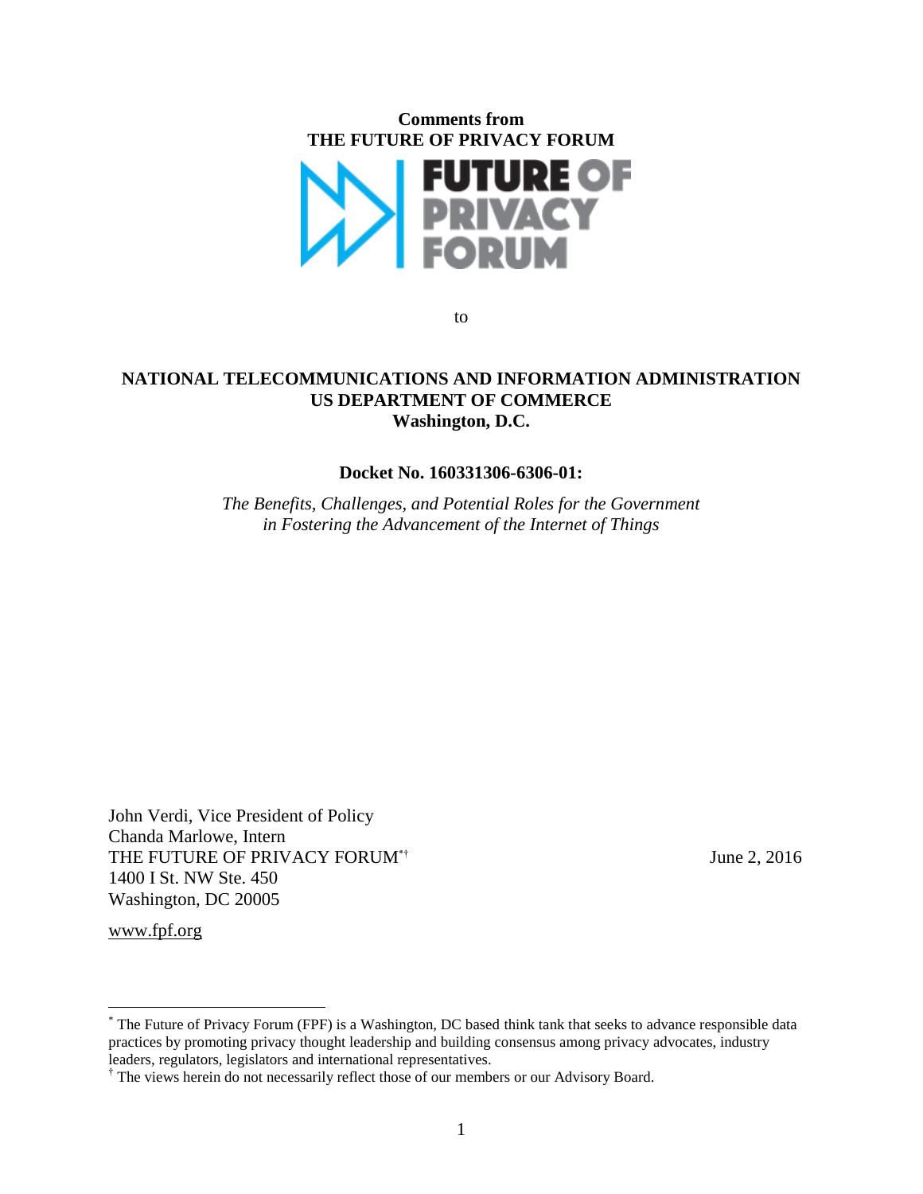**Comments from**
**THE FUTURE OF PRIVACY FORUM**

to

**NATIONAL TELECOMMUNICATIONS AND INFORMATION ADMINISTRATION**
**US DEPARTMENT OF COMMERCE**
**Washington, D.C.**

**Docket No. 160331306-6306-01:**

*The Benefits, Challenges, and Potential Roles for the Government in Fostering the Advancement of the Internet of Things*

John Verdi, Vice President of Policy
Chanda Marlowe, Intern
THE FUTURE OF PRIVACY FORUM[*†]
1400 I St. NW Ste. 450
Washington, DC 20005

June 2, 2016

www.fpf.org

---

[*] The Future of Privacy Forum (FPF) is a Washington, DC based think tank that seeks to advance responsible data practices by promoting privacy thought leadership and building consensus among privacy advocates, industry leaders, regulators, legislators and international representatives.

[†] The views herein do not necessarily reflect those of our members or our Advisory Board.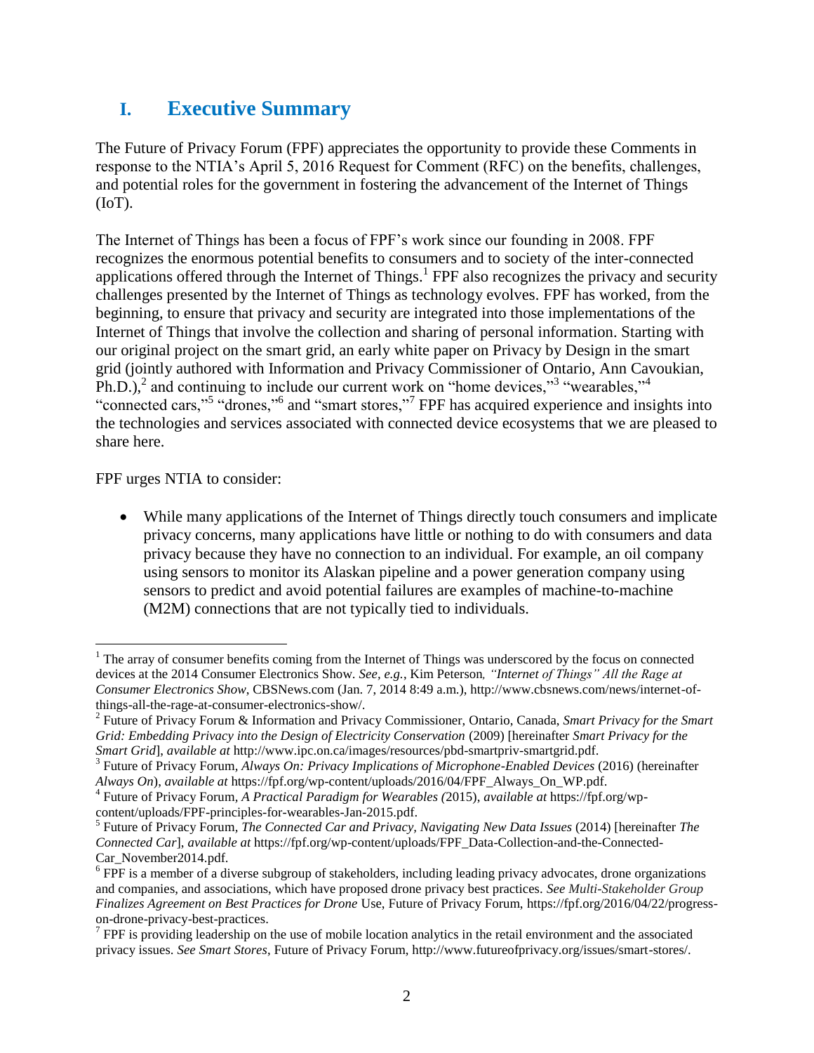# I. Executive Summary

The Future of Privacy Forum (FPF) appreciates the opportunity to provide these Comments in response to the NTIA's April 5, 2016 Request for Comment (RFC) on the benefits, challenges, and potential roles for the government in fostering the advancement of the Internet of Things (IoT).

The Internet of Things has been a focus of FPF's work since our founding in 2008. FPF recognizes the enormous potential benefits to consumers and to society of the inter-connected applications offered through the Internet of Things.[1] FPF also recognizes the privacy and security challenges presented by the Internet of Things as technology evolves. FPF has worked, from the beginning, to ensure that privacy and security are integrated into those implementations of the Internet of Things that involve the collection and sharing of personal information. Starting with our original project on the smart grid, an early white paper on Privacy by Design in the smart grid (jointly authored with Information and Privacy Commissioner of Ontario, Ann Cavoukian, Ph.D.),[2] and continuing to include our current work on "home devices,"[3] "wearables,"[4] "connected cars,"[5] "drones,"[6] and "smart stores,"[7] FPF has acquired experience and insights into the technologies and services associated with connected device ecosystems that we are pleased to share here.

FPF urges NTIA to consider:

- While many applications of the Internet of Things directly touch consumers and implicate privacy concerns, many applications have little or nothing to do with consumers and data privacy because they have no connection to an individual. For example, an oil company using sensors to monitor its Alaskan pipeline and a power generation company using sensors to predict and avoid potential failures are examples of machine-to-machine (M2M) connections that are not typically tied to individuals.

---

[1] The array of consumer benefits coming from the Internet of Things was underscored by the focus on connected devices at the 2014 Consumer Electronics Show. *See, e.g.*, Kim Peterson, *"Internet of Things" All the Rage at Consumer Electronics Show*, CBSNews.com (Jan. 7, 2014 8:49 a.m.), http://www.cbsnews.com/news/internet-of-things-all-the-rage-at-consumer-electronics-show/.

[2] Future of Privacy Forum & Information and Privacy Commissioner, Ontario, Canada, *Smart Privacy for the Smart Grid: Embedding Privacy into the Design of Electricity Conservation* (2009) [hereinafter *Smart Privacy for the Smart Grid*], *available at* http://www.ipc.on.ca/images/resources/pbd-smartpriv-smartgrid.pdf.

[3] Future of Privacy Forum, *Always On: Privacy Implications of Microphone-Enabled Devices* (2016) (hereinafter *Always On*), *available at* https://fpf.org/wp-content/uploads/2016/04/FPF_Always_On_WP.pdf.

[4] Future of Privacy Forum, *A Practical Paradigm for Wearables (*2015), *available at* https://fpf.org/wp-content/uploads/FPF-principles-for-wearables-Jan-2015.pdf.

[5] Future of Privacy Forum, *The Connected Car and Privacy, Navigating New Data Issues* (2014) [hereinafter *The Connected Car*], *available at* https://fpf.org/wp-content/uploads/FPF_Data-Collection-and-the-Connected-Car_November2014.pdf.

[6] FPF is a member of a diverse subgroup of stakeholders, including leading privacy advocates, drone organizations and companies, and associations, which have proposed drone privacy best practices. *See Multi-Stakeholder Group Finalizes Agreement on Best Practices for Drone* Use, Future of Privacy Forum, https://fpf.org/2016/04/22/progress-on-drone-privacy-best-practices.

[7] FPF is providing leadership on the use of mobile location analytics in the retail environment and the associated privacy issues. *See Smart Stores*, Future of Privacy Forum, http://www.futureofprivacy.org/issues/smart-stores/.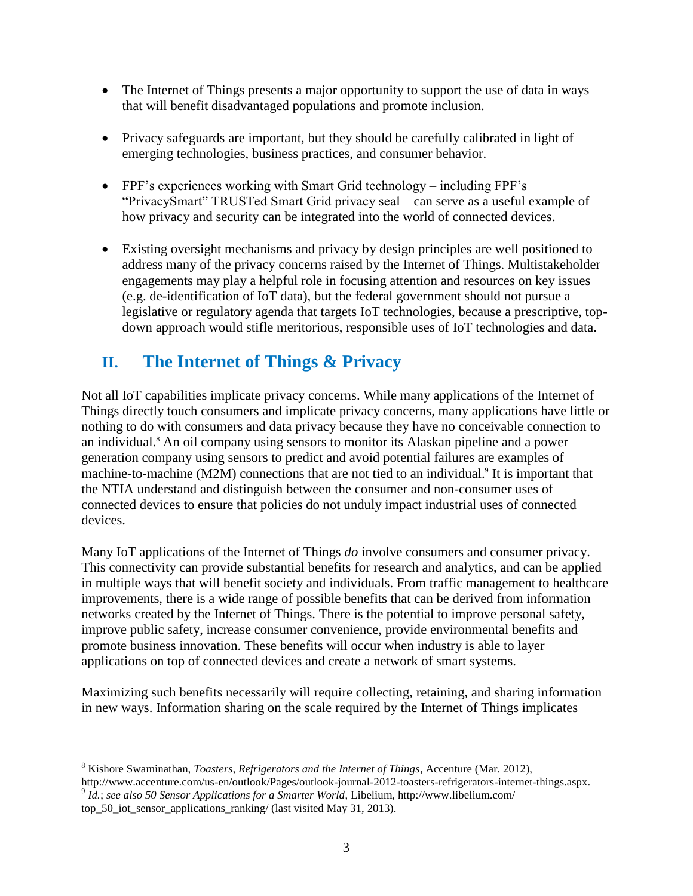- The Internet of Things presents a major opportunity to support the use of data in ways that will benefit disadvantaged populations and promote inclusion.

- Privacy safeguards are important, but they should be carefully calibrated in light of emerging technologies, business practices, and consumer behavior.

- FPF's experiences working with Smart Grid technology – including FPF's "PrivacySmart" TRUSTed Smart Grid privacy seal – can serve as a useful example of how privacy and security can be integrated into the world of connected devices.

- Existing oversight mechanisms and privacy by design principles are well positioned to address many of the privacy concerns raised by the Internet of Things. Multistakeholder engagements may play a helpful role in focusing attention and resources on key issues (e.g. de-identification of IoT data), but the federal government should not pursue a legislative or regulatory agenda that targets IoT technologies, because a prescriptive, top-down approach would stifle meritorious, responsible uses of IoT technologies and data.

## II. The Internet of Things & Privacy

Not all IoT capabilities implicate privacy concerns. While many applications of the Internet of Things directly touch consumers and implicate privacy concerns, many applications have little or nothing to do with consumers and data privacy because they have no conceivable connection to an individual.[8] An oil company using sensors to monitor its Alaskan pipeline and a power generation company using sensors to predict and avoid potential failures are examples of machine-to-machine (M2M) connections that are not tied to an individual.[9] It is important that the NTIA understand and distinguish between the consumer and non-consumer uses of connected devices to ensure that policies do not unduly impact industrial uses of connected devices.

Many IoT applications of the Internet of Things *do* involve consumers and consumer privacy. This connectivity can provide substantial benefits for research and analytics, and can be applied in multiple ways that will benefit society and individuals. From traffic management to healthcare improvements, there is a wide range of possible benefits that can be derived from information networks created by the Internet of Things. There is the potential to improve personal safety, improve public safety, increase consumer convenience, provide environmental benefits and promote business innovation. These benefits will occur when industry is able to layer applications on top of connected devices and create a network of smart systems.

Maximizing such benefits necessarily will require collecting, retaining, and sharing information in new ways. Information sharing on the scale required by the Internet of Things implicates

---

[8] Kishore Swaminathan, *Toasters, Refrigerators and the Internet of Things*, Accenture (Mar. 2012), http://www.accenture.com/us-en/outlook/Pages/outlook-journal-2012-toasters-refrigerators-internet-things.aspx.

[9] *Id.*; *see also 50 Sensor Applications for a Smarter World*, Libelium, http://www.libelium.com/top_50_iot_sensor_applications_ranking/ (last visited May 31, 2013).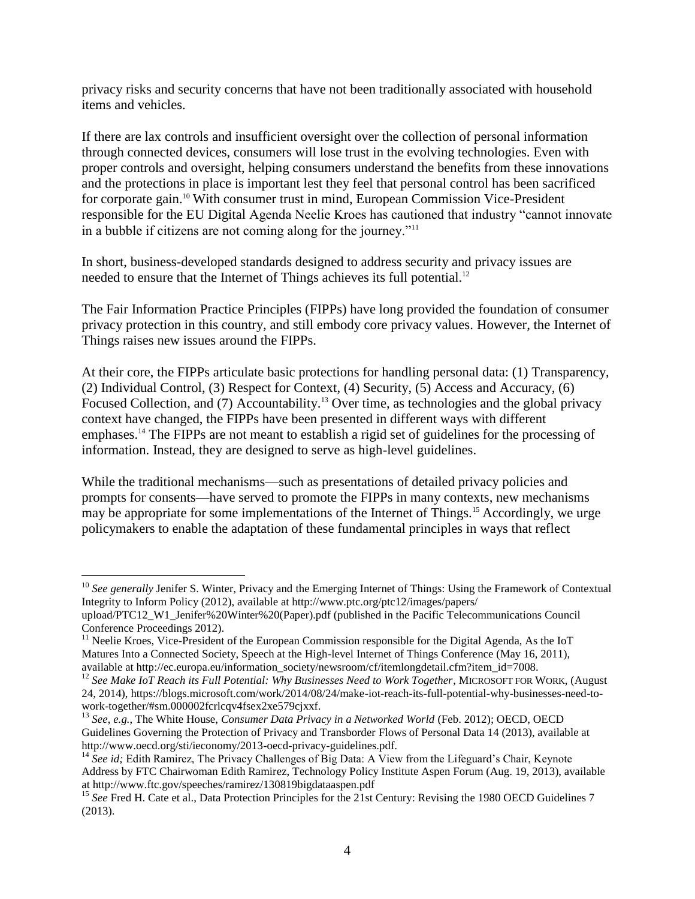privacy risks and security concerns that have not been traditionally associated with household items and vehicles.

If there are lax controls and insufficient oversight over the collection of personal information through connected devices, consumers will lose trust in the evolving technologies. Even with proper controls and oversight, helping consumers understand the benefits from these innovations and the protections in place is important lest they feel that personal control has been sacrificed for corporate gain.[10] With consumer trust in mind, European Commission Vice-President responsible for the EU Digital Agenda Neelie Kroes has cautioned that industry "cannot innovate in a bubble if citizens are not coming along for the journey."[11]

In short, business-developed standards designed to address security and privacy issues are needed to ensure that the Internet of Things achieves its full potential.[12]

The Fair Information Practice Principles (FIPPs) have long provided the foundation of consumer privacy protection in this country, and still embody core privacy values. However, the Internet of Things raises new issues around the FIPPs.

At their core, the FIPPs articulate basic protections for handling personal data: (1) Transparency, (2) Individual Control, (3) Respect for Context, (4) Security, (5) Access and Accuracy, (6) Focused Collection, and (7) Accountability.[13] Over time, as technologies and the global privacy context have changed, the FIPPs have been presented in different ways with different emphases.[14] The FIPPs are not meant to establish a rigid set of guidelines for the processing of information. Instead, they are designed to serve as high-level guidelines.

While the traditional mechanisms—such as presentations of detailed privacy policies and prompts for consents—have served to promote the FIPPs in many contexts, new mechanisms may be appropriate for some implementations of the Internet of Things.[15] Accordingly, we urge policymakers to enable the adaptation of these fundamental principles in ways that reflect

---

[10] *See generally* Jenifer S. Winter, Privacy and the Emerging Internet of Things: Using the Framework of Contextual Integrity to Inform Policy (2012), available at http://www.ptc.org/ptc12/images/papers/upload/PTC12_W1_Jenifer%20Winter%20(Paper).pdf (published in the Pacific Telecommunications Council Conference Proceedings 2012).

[11] Neelie Kroes, Vice-President of the European Commission responsible for the Digital Agenda, As the IoT Matures Into a Connected Society, Speech at the High-level Internet of Things Conference (May 16, 2011), available at http://ec.europa.eu/information_society/newsroom/cf/itemlongdetail.cfm?item_id=7008.

[12] *See Make IoT Reach its Full Potential: Why Businesses Need to Work Together*, MICROSOFT FOR WORK, (August 24, 2014), https://blogs.microsoft.com/work/2014/08/24/make-iot-reach-its-full-potential-why-businesses-need-to-work-together/#sm.000002fcrlcqv4fsex2xe579cjxxf.

[13] *See, e.g.*, The White House, *Consumer Data Privacy in a Networked World* (Feb. 2012); OECD, OECD Guidelines Governing the Protection of Privacy and Transborder Flows of Personal Data 14 (2013), available at http://www.oecd.org/sti/ieconomy/2013-oecd-privacy-guidelines.pdf.

[14] *See id;* Edith Ramirez, The Privacy Challenges of Big Data: A View from the Lifeguard's Chair, Keynote Address by FTC Chairwoman Edith Ramirez, Technology Policy Institute Aspen Forum (Aug. 19, 2013), available at http://www.ftc.gov/speeches/ramirez/130819bigdataaspen.pdf

[15] *See* Fred H. Cate et al., Data Protection Principles for the 21st Century: Revising the 1980 OECD Guidelines 7 (2013).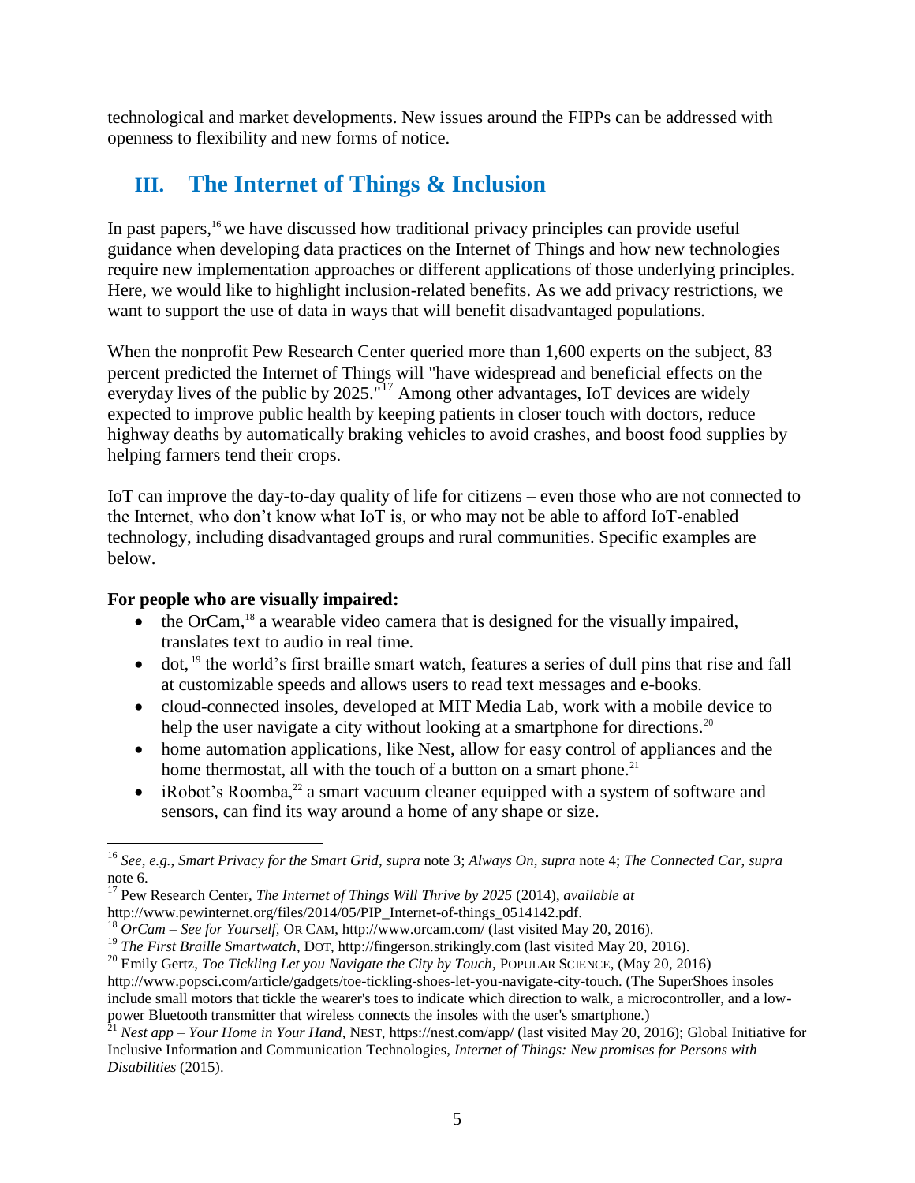technological and market developments. New issues around the FIPPs can be addressed with openness to flexibility and new forms of notice.

## III. The Internet of Things & Inclusion

In past papers,[16] we have discussed how traditional privacy principles can provide useful guidance when developing data practices on the Internet of Things and how new technologies require new implementation approaches or different applications of those underlying principles. Here, we would like to highlight inclusion-related benefits. As we add privacy restrictions, we want to support the use of data in ways that will benefit disadvantaged populations.

When the nonprofit Pew Research Center queried more than 1,600 experts on the subject, 83 percent predicted the Internet of Things will "have widespread and beneficial effects on the everyday lives of the public by 2025."[17] Among other advantages, IoT devices are widely expected to improve public health by keeping patients in closer touch with doctors, reduce highway deaths by automatically braking vehicles to avoid crashes, and boost food supplies by helping farmers tend their crops.

IoT can improve the day-to-day quality of life for citizens – even those who are not connected to the Internet, who don't know what IoT is, or who may not be able to afford IoT-enabled technology, including disadvantaged groups and rural communities. Specific examples are below.

**For people who are visually impaired:**

- the OrCam,[18] a wearable video camera that is designed for the visually impaired, translates text to audio in real time.
- dot,[19] the world's first braille smart watch, features a series of dull pins that rise and fall at customizable speeds and allows users to read text messages and e-books.
- cloud-connected insoles, developed at MIT Media Lab, work with a mobile device to help the user navigate a city without looking at a smartphone for directions.[20]
- home automation applications, like Nest, allow for easy control of appliances and the home thermostat, all with the touch of a button on a smart phone.[21]
- iRobot's Roomba,[22] a smart vacuum cleaner equipped with a system of software and sensors, can find its way around a home of any shape or size.

---

[16] *See, e.g., Smart Privacy for the Smart Grid*, *supra* note 3; *Always On*, *supra* note 4; *The Connected Car*, *supra* note 6.

[17] Pew Research Center, *The Internet of Things Will Thrive by 2025* (2014), *available at* http://www.pewinternet.org/files/2014/05/PIP_Internet-of-things_0514142.pdf.

[18] *OrCam – See for Yourself*, OR CAM, http://www.orcam.com/ (last visited May 20, 2016).

[19] *The First Braille Smartwatch*, DOT, http://fingerson.strikingly.com (last visited May 20, 2016).

[20] Emily Gertz, *Toe Tickling Let you Navigate the City by Touch*, POPULAR SCIENCE, (May 20, 2016) http://www.popsci.com/article/gadgets/toe-tickling-shoes-let-you-navigate-city-touch. (The SuperShoes insoles include small motors that tickle the wearer's toes to indicate which direction to walk, a microcontroller, and a low-power Bluetooth transmitter that wireless connects the insoles with the user's smartphone.)

[21] *Nest app – Your Home in Your Hand*, NEST, https://nest.com/app/ (last visited May 20, 2016); Global Initiative for Inclusive Information and Communication Technologies, *Internet of Things: New promises for Persons with Disabilities* (2015).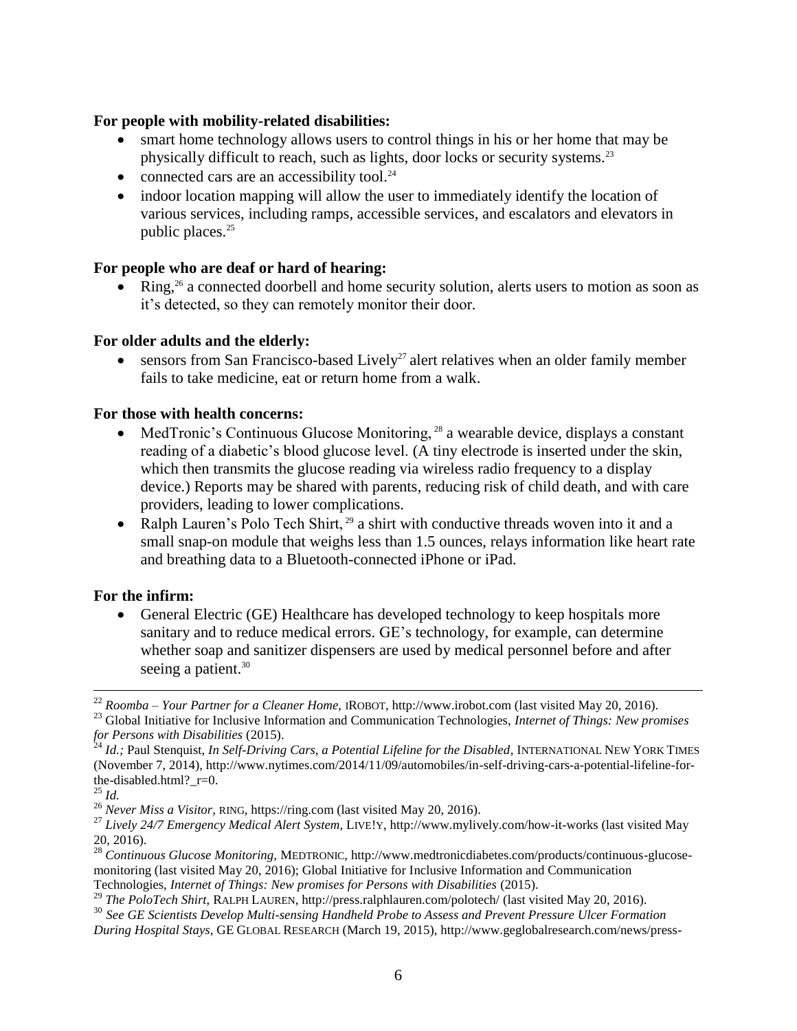**For people with mobility-related disabilities:**

- smart home technology allows users to control things in his or her home that may be physically difficult to reach, such as lights, door locks or security systems.[23]
- connected cars are an accessibility tool.[24]
- indoor location mapping will allow the user to immediately identify the location of various services, including ramps, accessible services, and escalators and elevators in public places.[25]

**For people who are deaf or hard of hearing:**

- Ring,[26] a connected doorbell and home security solution, alerts users to motion as soon as it's detected, so they can remotely monitor their door.

**For older adults and the elderly:**

- sensors from San Francisco-based Lively[27] alert relatives when an older family member fails to take medicine, eat or return home from a walk.

**For those with health concerns:**

- MedTronic's Continuous Glucose Monitoring,[28] a wearable device, displays a constant reading of a diabetic's blood glucose level. (A tiny electrode is inserted under the skin, which then transmits the glucose reading via wireless radio frequency to a display device.) Reports may be shared with parents, reducing risk of child death, and with care providers, leading to lower complications.
- Ralph Lauren's Polo Tech Shirt,[29] a shirt with conductive threads woven into it and a small snap-on module that weighs less than 1.5 ounces, relays information like heart rate and breathing data to a Bluetooth-connected iPhone or iPad.

**For the infirm:**

- General Electric (GE) Healthcare has developed technology to keep hospitals more sanitary and to reduce medical errors. GE's technology, for example, can determine whether soap and sanitizer dispensers are used by medical personnel before and after seeing a patient.[30]

---

[22] *Roomba – Your Partner for a Cleaner Home,* IROBOT, http://www.irobot.com (last visited May 20, 2016).

[23] Global Initiative for Inclusive Information and Communication Technologies, *Internet of Things: New promises for Persons with Disabilities* (2015).

[24] *Id.;* Paul Stenquist, *In Self-Driving Cars, a Potential Lifeline for the Disabled*, INTERNATIONAL NEW YORK TIMES (November 7, 2014), http://www.nytimes.com/2014/11/09/automobiles/in-self-driving-cars-a-potential-lifeline-for-the-disabled.html?_r=0.

[25] *Id.*

[26] *Never Miss a Visitor,* RING, https://ring.com (last visited May 20, 2016).

[27] *Lively 24/7 Emergency Medical Alert System,* LIVE!Y, http://www.mylively.com/how-it-works (last visited May 20, 2016).

[28] *Continuous Glucose Monitoring,* MEDTRONIC, http://www.medtronicdiabetes.com/products/continuous-glucose-monitoring (last visited May 20, 2016); Global Initiative for Inclusive Information and Communication Technologies, *Internet of Things: New promises for Persons with Disabilities* (2015).

[29] *The PoloTech Shirt,* RALPH LAUREN, http://press.ralphlauren.com/polotech/ (last visited May 20, 2016).

[30] *See GE Scientists Develop Multi-sensing Handheld Probe to Assess and Prevent Pressure Ulcer Formation During Hospital Stays,* GE GLOBAL RESEARCH (March 19, 2015), http://www.geglobalresearch.com/news/press-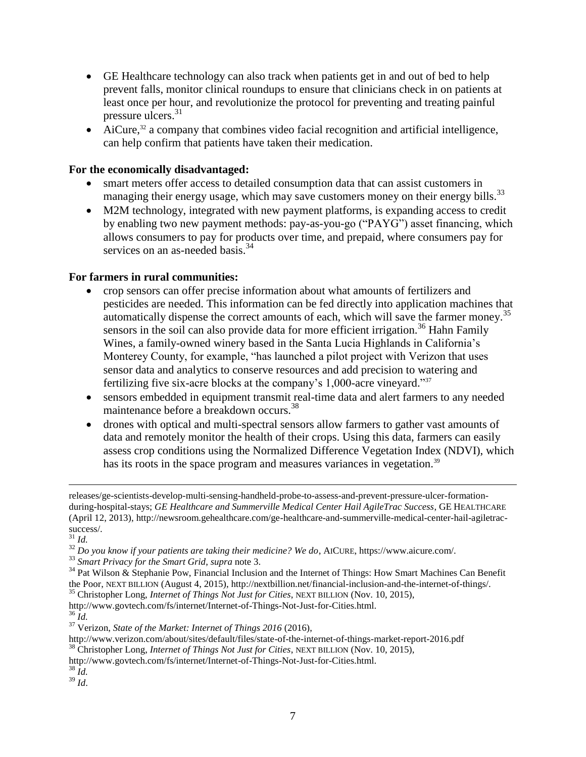- GE Healthcare technology can also track when patients get in and out of bed to help prevent falls, monitor clinical roundups to ensure that clinicians check in on patients at least once per hour, and revolutionize the protocol for preventing and treating painful pressure ulcers.[31]
- AiCure,[32] a company that combines video facial recognition and artificial intelligence, can help confirm that patients have taken their medication.

**For the economically disadvantaged:**

- smart meters offer access to detailed consumption data that can assist customers in managing their energy usage, which may save customers money on their energy bills.[33]
- M2M technology, integrated with new payment platforms, is expanding access to credit by enabling two new payment methods: pay-as-you-go ("PAYG") asset financing, which allows consumers to pay for products over time, and prepaid, where consumers pay for services on an as-needed basis.[34]

**For farmers in rural communities:**

- crop sensors can offer precise information about what amounts of fertilizers and pesticides are needed. This information can be fed directly into application machines that automatically dispense the correct amounts of each, which will save the farmer money.[35] sensors in the soil can also provide data for more efficient irrigation.[36] Hahn Family Wines, a family-owned winery based in the Santa Lucia Highlands in California's Monterey County, for example, "has launched a pilot project with Verizon that uses sensor data and analytics to conserve resources and add precision to watering and fertilizing five six-acre blocks at the company's 1,000-acre vineyard."[37]
- sensors embedded in equipment transmit real-time data and alert farmers to any needed maintenance before a breakdown occurs.[38]
- drones with optical and multi-spectral sensors allow farmers to gather vast amounts of data and remotely monitor the health of their crops. Using this data, farmers can easily assess crop conditions using the Normalized Difference Vegetation Index (NDVI), which has its roots in the space program and measures variances in vegetation.[39]

---

releases/ge-scientists-develop-multi-sensing-handheld-probe-to-assess-and-prevent-pressure-ulcer-formation-during-hospital-stays; *GE Healthcare and Summerville Medical Center Hail AgileTrac Success*, GE HEALTHCARE (April 12, 2013), http://newsroom.gehealthcare.com/ge-healthcare-and-summerville-medical-center-hail-agiletrac-success/.

[31] *Id.*

[32] *Do you know if your patients are taking their medicine? We do*, AICURE, https://www.aicure.com/.

[33] *Smart Privacy for the Smart Grid*, *supra* note 3.

[34] Pat Wilson & Stephanie Pow, Financial Inclusion and the Internet of Things: How Smart Machines Can Benefit the Poor, NEXT BILLION (August 4, 2015), http://nextbillion.net/financial-inclusion-and-the-internet-of-things/.

[35] Christopher Long, *Internet of Things Not Just for Cities*, NEXT BILLION (Nov. 10, 2015), http://www.govtech.com/fs/internet/Internet-of-Things-Not-Just-for-Cities.html.

[36] *Id.*

[37] Verizon, *State of the Market: Internet of Things 2016* (2016), http://www.verizon.com/about/sites/default/files/state-of-the-internet-of-things-market-report-2016.pdf

[38] Christopher Long, *Internet of Things Not Just for Cities*, NEXT BILLION (Nov. 10, 2015), http://www.govtech.com/fs/internet/Internet-of-Things-Not-Just-for-Cities.html.

[38] *Id.*

[39] *Id*.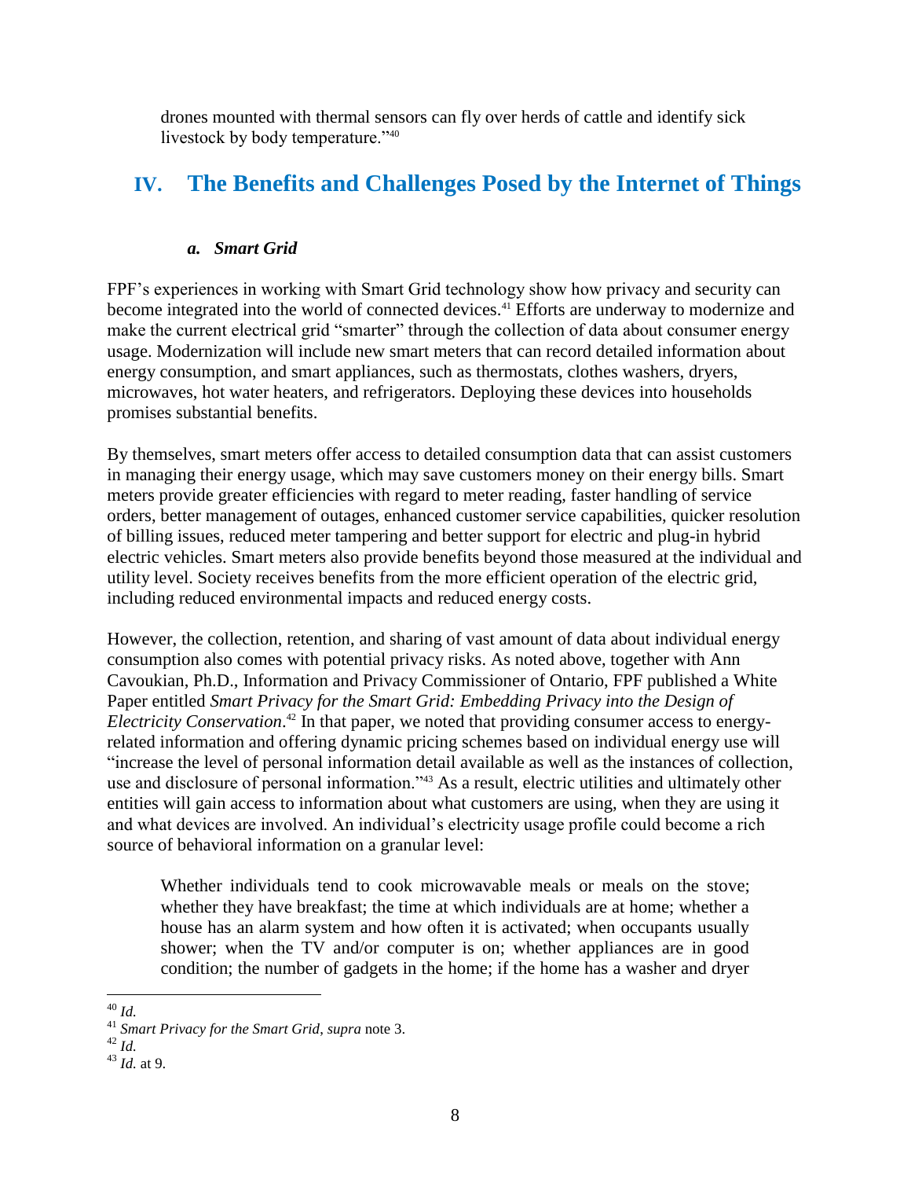drones mounted with thermal sensors can fly over herds of cattle and identify sick livestock by body temperature."[40]

## IV. The Benefits and Challenges Posed by the Internet of Things

### *a. Smart Grid*

FPF's experiences in working with Smart Grid technology show how privacy and security can become integrated into the world of connected devices.[41] Efforts are underway to modernize and make the current electrical grid "smarter" through the collection of data about consumer energy usage. Modernization will include new smart meters that can record detailed information about energy consumption, and smart appliances, such as thermostats, clothes washers, dryers, microwaves, hot water heaters, and refrigerators. Deploying these devices into households promises substantial benefits.

By themselves, smart meters offer access to detailed consumption data that can assist customers in managing their energy usage, which may save customers money on their energy bills. Smart meters provide greater efficiencies with regard to meter reading, faster handling of service orders, better management of outages, enhanced customer service capabilities, quicker resolution of billing issues, reduced meter tampering and better support for electric and plug-in hybrid electric vehicles. Smart meters also provide benefits beyond those measured at the individual and utility level. Society receives benefits from the more efficient operation of the electric grid, including reduced environmental impacts and reduced energy costs.

However, the collection, retention, and sharing of vast amount of data about individual energy consumption also comes with potential privacy risks. As noted above, together with Ann Cavoukian, Ph.D., Information and Privacy Commissioner of Ontario, FPF published a White Paper entitled *Smart Privacy for the Smart Grid: Embedding Privacy into the Design of Electricity Conservation*.[42] In that paper, we noted that providing consumer access to energy-related information and offering dynamic pricing schemes based on individual energy use will "increase the level of personal information detail available as well as the instances of collection, use and disclosure of personal information."[43] As a result, electric utilities and ultimately other entities will gain access to information about what customers are using, when they are using it and what devices are involved. An individual's electricity usage profile could become a rich source of behavioral information on a granular level:

> Whether individuals tend to cook microwavable meals or meals on the stove; whether they have breakfast; the time at which individuals are at home; whether a house has an alarm system and how often it is activated; when occupants usually shower; when the TV and/or computer is on; whether appliances are in good condition; the number of gadgets in the home; if the home has a washer and dryer

---

[40] *Id.*

[41] *Smart Privacy for the Smart Grid*, *supra* note 3.

[42] *Id.*

[43] *Id.* at 9.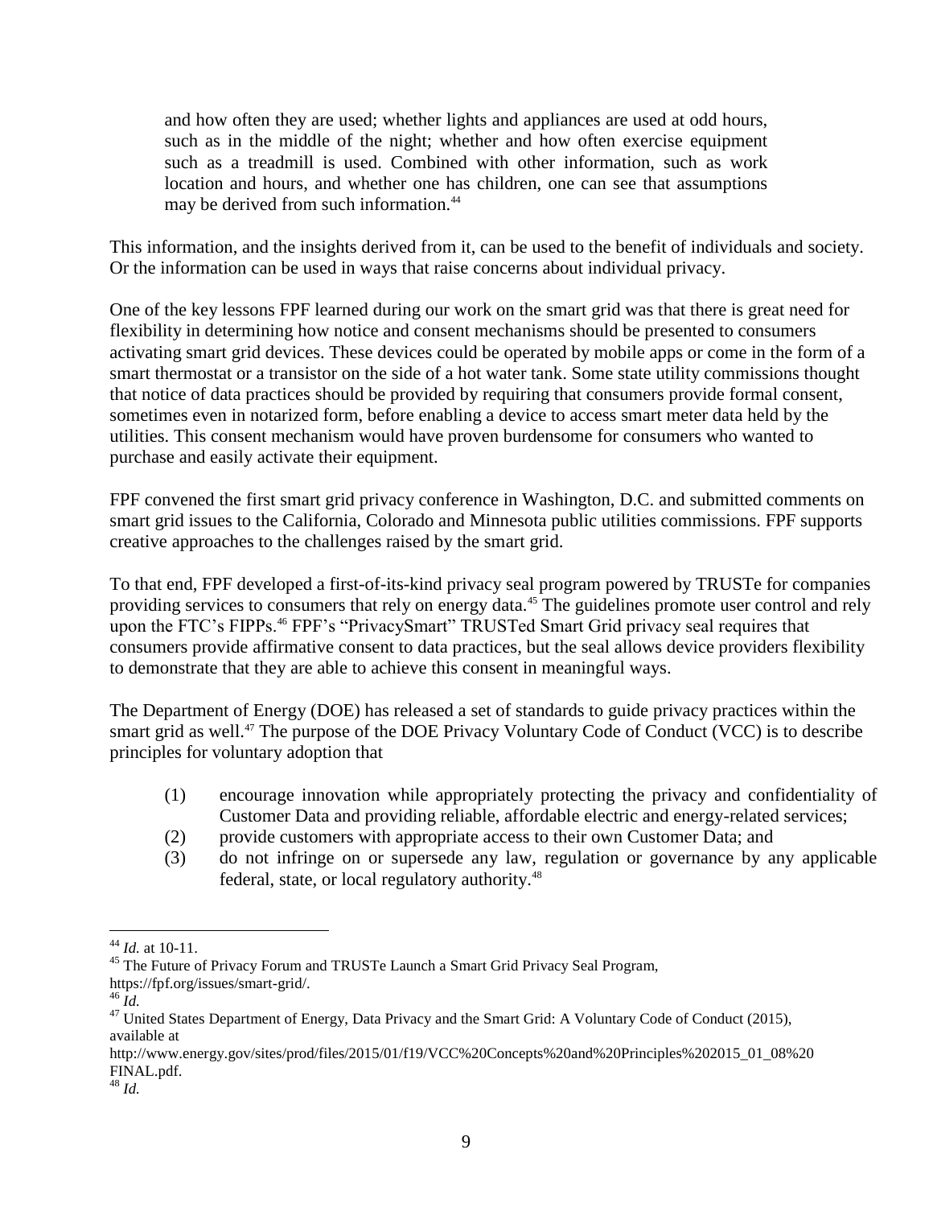> and how often they are used; whether lights and appliances are used at odd hours, such as in the middle of the night; whether and how often exercise equipment such as a treadmill is used. Combined with other information, such as work location and hours, and whether one has children, one can see that assumptions may be derived from such information.[44]

This information, and the insights derived from it, can be used to the benefit of individuals and society. Or the information can be used in ways that raise concerns about individual privacy.

One of the key lessons FPF learned during our work on the smart grid was that there is great need for flexibility in determining how notice and consent mechanisms should be presented to consumers activating smart grid devices. These devices could be operated by mobile apps or come in the form of a smart thermostat or a transistor on the side of a hot water tank. Some state utility commissions thought that notice of data practices should be provided by requiring that consumers provide formal consent, sometimes even in notarized form, before enabling a device to access smart meter data held by the utilities. This consent mechanism would have proven burdensome for consumers who wanted to purchase and easily activate their equipment.

FPF convened the first smart grid privacy conference in Washington, D.C. and submitted comments on smart grid issues to the California, Colorado and Minnesota public utilities commissions. FPF supports creative approaches to the challenges raised by the smart grid.

To that end, FPF developed a first-of-its-kind privacy seal program powered by TRUSTe for companies providing services to consumers that rely on energy data.[45] The guidelines promote user control and rely upon the FTC's FIPPs.[46] FPF's "PrivacySmart" TRUSTed Smart Grid privacy seal requires that consumers provide affirmative consent to data practices, but the seal allows device providers flexibility to demonstrate that they are able to achieve this consent in meaningful ways.

The Department of Energy (DOE) has released a set of standards to guide privacy practices within the smart grid as well.[47] The purpose of the DOE Privacy Voluntary Code of Conduct (VCC) is to describe principles for voluntary adoption that

> (1) encourage innovation while appropriately protecting the privacy and confidentiality of Customer Data and providing reliable, affordable electric and energy-related services;
> (2) provide customers with appropriate access to their own Customer Data; and
> (3) do not infringe on or supersede any law, regulation or governance by any applicable federal, state, or local regulatory authority.[48]

---

[44] *Id.* at 10-11.

[45] The Future of Privacy Forum and TRUSTe Launch a Smart Grid Privacy Seal Program, https://fpf.org/issues/smart-grid/.

[46] *Id.*

[47] United States Department of Energy, Data Privacy and the Smart Grid: A Voluntary Code of Conduct (2015), available at http://www.energy.gov/sites/prod/files/2015/01/f19/VCC%20Concepts%20and%20Principles%202015_01_08%20FINAL.pdf.

[48] *Id.*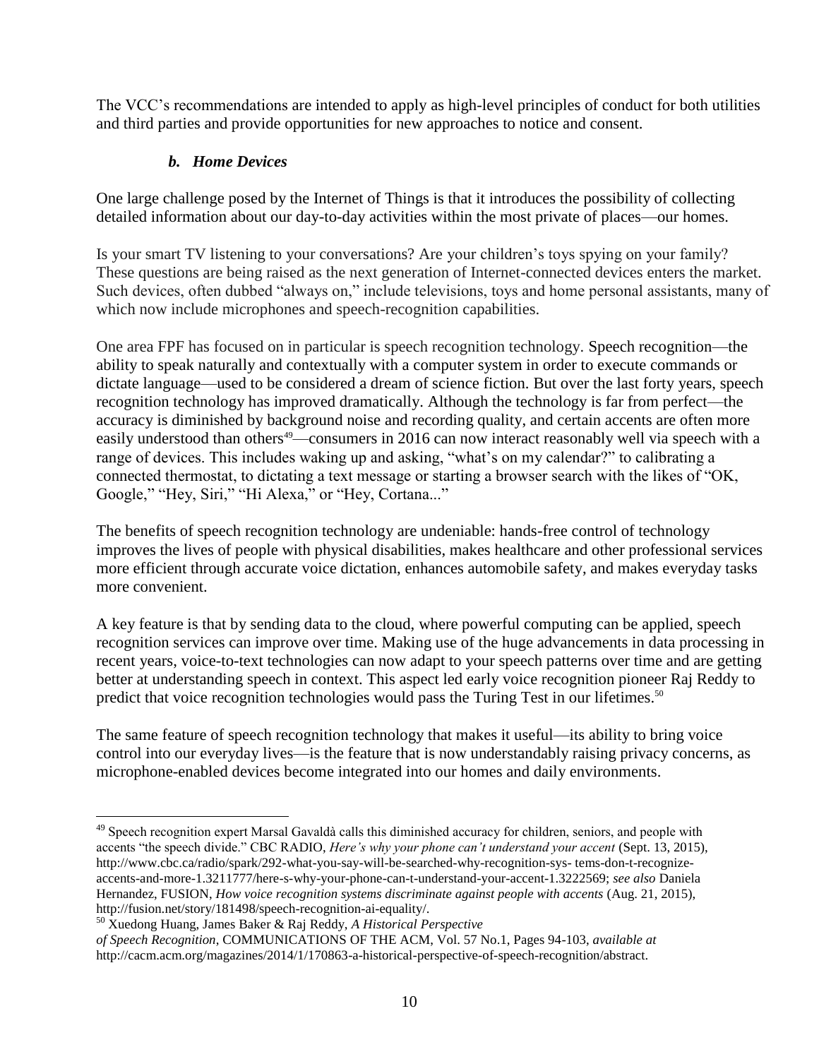The VCC's recommendations are intended to apply as high-level principles of conduct for both utilities and third parties and provide opportunities for new approaches to notice and consent.

### *b. Home Devices*

One large challenge posed by the Internet of Things is that it introduces the possibility of collecting detailed information about our day-to-day activities within the most private of places—our homes.

Is your smart TV listening to your conversations? Are your children's toys spying on your family? These questions are being raised as the next generation of Internet-connected devices enters the market. Such devices, often dubbed "always on," include televisions, toys and home personal assistants, many of which now include microphones and speech-recognition capabilities.

One area FPF has focused on in particular is speech recognition technology. Speech recognition—the ability to speak naturally and contextually with a computer system in order to execute commands or dictate language—used to be considered a dream of science fiction. But over the last forty years, speech recognition technology has improved dramatically. Although the technology is far from perfect—the accuracy is diminished by background noise and recording quality, and certain accents are often more easily understood than others[49]—consumers in 2016 can now interact reasonably well via speech with a range of devices. This includes waking up and asking, "what's on my calendar?" to calibrating a connected thermostat, to dictating a text message or starting a browser search with the likes of "OK, Google," "Hey, Siri," "Hi Alexa," or "Hey, Cortana..."

The benefits of speech recognition technology are undeniable: hands-free control of technology improves the lives of people with physical disabilities, makes healthcare and other professional services more efficient through accurate voice dictation, enhances automobile safety, and makes everyday tasks more convenient.

A key feature is that by sending data to the cloud, where powerful computing can be applied, speech recognition services can improve over time. Making use of the huge advancements in data processing in recent years, voice-to-text technologies can now adapt to your speech patterns over time and are getting better at understanding speech in context. This aspect led early voice recognition pioneer Raj Reddy to predict that voice recognition technologies would pass the Turing Test in our lifetimes.[50]

The same feature of speech recognition technology that makes it useful—its ability to bring voice control into our everyday lives—is the feature that is now understandably raising privacy concerns, as microphone-enabled devices become integrated into our homes and daily environments.

---

[49] Speech recognition expert Marsal Gavaldà calls this diminished accuracy for children, seniors, and people with accents "the speech divide." CBC RADIO, *Here's why your phone can't understand your accent* (Sept. 13, 2015), http://www.cbc.ca/radio/spark/292-what-you-say-will-be-searched-why-recognition-sys- tems-don-t-recognize-accents-and-more-1.3211777/here-s-why-your-phone-can-t-understand-your-accent-1.3222569; *see also* Daniela Hernandez, FUSION, *How voice recognition systems discriminate against people with accents* (Aug. 21, 2015), http://fusion.net/story/181498/speech-recognition-ai-equality/.

[50] Xuedong Huang, James Baker & Raj Reddy, *A Historical Perspective of Speech Recognition*, COMMUNICATIONS OF THE ACM, Vol. 57 No.1, Pages 94-103, *available at* http://cacm.acm.org/magazines/2014/1/170863-a-historical-perspective-of-speech-recognition/abstract.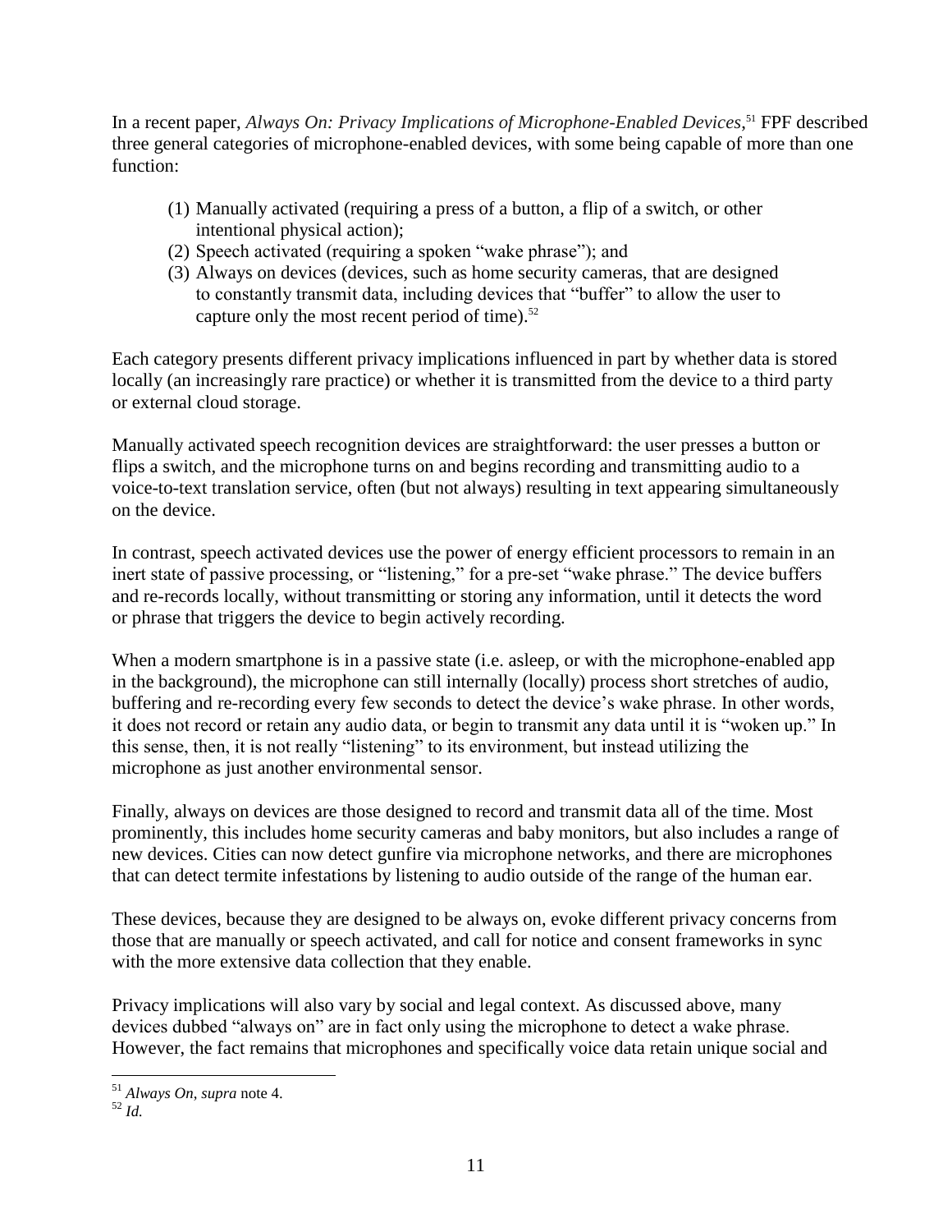In a recent paper, *Always On: Privacy Implications of Microphone-Enabled Devices*,[51] FPF described three general categories of microphone-enabled devices, with some being capable of more than one function:

(1) Manually activated (requiring a press of a button, a flip of a switch, or other intentional physical action);
(2) Speech activated (requiring a spoken "wake phrase"); and
(3) Always on devices (devices, such as home security cameras, that are designed to constantly transmit data, including devices that "buffer" to allow the user to capture only the most recent period of time).[52]

Each category presents different privacy implications influenced in part by whether data is stored locally (an increasingly rare practice) or whether it is transmitted from the device to a third party or external cloud storage.

Manually activated speech recognition devices are straightforward: the user presses a button or flips a switch, and the microphone turns on and begins recording and transmitting audio to a voice-to-text translation service, often (but not always) resulting in text appearing simultaneously on the device.

In contrast, speech activated devices use the power of energy efficient processors to remain in an inert state of passive processing, or "listening," for a pre-set "wake phrase." The device buffers and re-records locally, without transmitting or storing any information, until it detects the word or phrase that triggers the device to begin actively recording.

When a modern smartphone is in a passive state (i.e. asleep, or with the microphone-enabled app in the background), the microphone can still internally (locally) process short stretches of audio, buffering and re-recording every few seconds to detect the device's wake phrase. In other words, it does not record or retain any audio data, or begin to transmit any data until it is "woken up." In this sense, then, it is not really "listening" to its environment, but instead utilizing the microphone as just another environmental sensor.

Finally, always on devices are those designed to record and transmit data all of the time. Most prominently, this includes home security cameras and baby monitors, but also includes a range of new devices. Cities can now detect gunfire via microphone networks, and there are microphones that can detect termite infestations by listening to audio outside of the range of the human ear.

These devices, because they are designed to be always on, evoke different privacy concerns from those that are manually or speech activated, and call for notice and consent frameworks in sync with the more extensive data collection that they enable.

Privacy implications will also vary by social and legal context. As discussed above, many devices dubbed "always on" are in fact only using the microphone to detect a wake phrase. However, the fact remains that microphones and specifically voice data retain unique social and

---

[51] *Always On*, *supra* note 4.

[52] *Id.*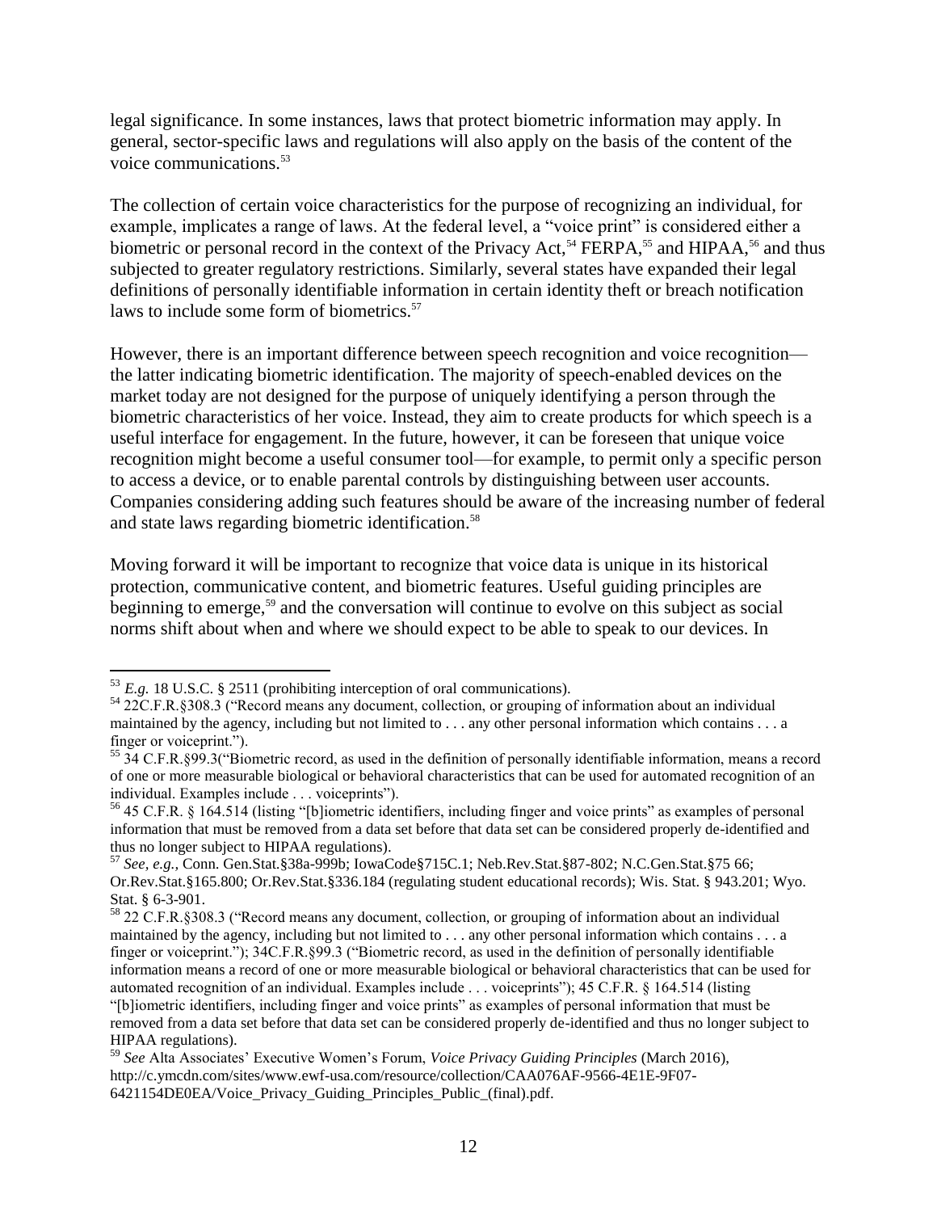legal significance. In some instances, laws that protect biometric information may apply. In general, sector-specific laws and regulations will also apply on the basis of the content of the voice communications.[53]

The collection of certain voice characteristics for the purpose of recognizing an individual, for example, implicates a range of laws. At the federal level, a "voice print" is considered either a biometric or personal record in the context of the Privacy Act,[54] FERPA,[55] and HIPAA,[56] and thus subjected to greater regulatory restrictions. Similarly, several states have expanded their legal definitions of personally identifiable information in certain identity theft or breach notification laws to include some form of biometrics.[57]

However, there is an important difference between speech recognition and voice recognition—the latter indicating biometric identification. The majority of speech-enabled devices on the market today are not designed for the purpose of uniquely identifying a person through the biometric characteristics of her voice. Instead, they aim to create products for which speech is a useful interface for engagement. In the future, however, it can be foreseen that unique voice recognition might become a useful consumer tool—for example, to permit only a specific person to access a device, or to enable parental controls by distinguishing between user accounts. Companies considering adding such features should be aware of the increasing number of federal and state laws regarding biometric identification.[58]

Moving forward it will be important to recognize that voice data is unique in its historical protection, communicative content, and biometric features. Useful guiding principles are beginning to emerge,[59] and the conversation will continue to evolve on this subject as social norms shift about when and where we should expect to be able to speak to our devices. In

---

[53] *E.g.* 18 U.S.C. § 2511 (prohibiting interception of oral communications).

[54] 22C.F.R.§308.3 ("Record means any document, collection, or grouping of information about an individual maintained by the agency, including but not limited to . . . any other personal information which contains . . . a finger or voiceprint.").

[55] 34 C.F.R.§99.3("Biometric record, as used in the definition of personally identifiable information, means a record of one or more measurable biological or behavioral characteristics that can be used for automated recognition of an individual. Examples include . . . voiceprints").

[56] 45 C.F.R. § 164.514 (listing "[b]iometric identifiers, including finger and voice prints" as examples of personal information that must be removed from a data set before that data set can be considered properly de-identified and thus no longer subject to HIPAA regulations).

[57] *See, e.g.,* Conn. Gen.Stat.§38a-999b; IowaCode§715C.1; Neb.Rev.Stat.§87-802; N.C.Gen.Stat.§75 66; Or.Rev.Stat.§165.800; Or.Rev.Stat.§336.184 (regulating student educational records); Wis. Stat. § 943.201; Wyo. Stat. § 6-3-901.

[58] 22 C.F.R.§308.3 ("Record means any document, collection, or grouping of information about an individual maintained by the agency, including but not limited to . . . any other personal information which contains . . . a finger or voiceprint."); 34C.F.R.§99.3 ("Biometric record, as used in the definition of personally identifiable information means a record of one or more measurable biological or behavioral characteristics that can be used for automated recognition of an individual. Examples include . . . voiceprints"); 45 C.F.R. § 164.514 (listing "[b]iometric identifiers, including finger and voice prints" as examples of personal information that must be removed from a data set before that data set can be considered properly de-identified and thus no longer subject to HIPAA regulations).

[59] *See* Alta Associates' Executive Women's Forum, *Voice Privacy Guiding Principles* (March 2016), http://c.ymcdn.com/sites/www.ewf-usa.com/resource/collection/CAA076AF-9566-4E1E-9F07-6421154DE0EA/Voice_Privacy_Guiding_Principles_Public_(final).pdf.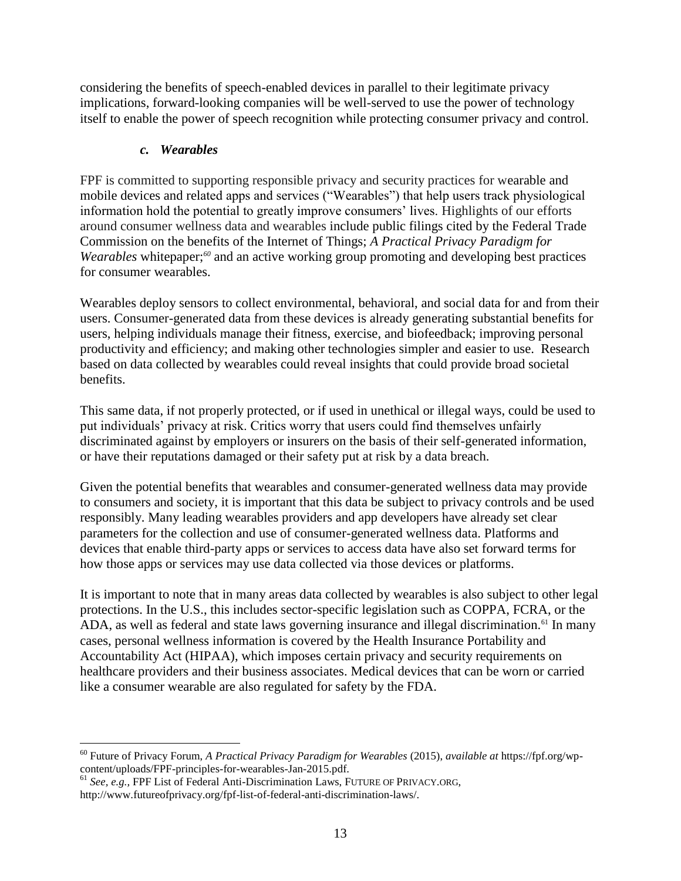considering the benefits of speech-enabled devices in parallel to their legitimate privacy implications, forward-looking companies will be well-served to use the power of technology itself to enable the power of speech recognition while protecting consumer privacy and control.

### *c. Wearables*

FPF is committed to supporting responsible privacy and security practices for wearable and mobile devices and related apps and services ("Wearables") that help users track physiological information hold the potential to greatly improve consumers' lives. Highlights of our efforts around consumer wellness data and wearables include public filings cited by the Federal Trade Commission on the benefits of the Internet of Things; *A Practical Privacy Paradigm for Wearables* whitepaper;[60] and an active working group promoting and developing best practices for consumer wearables.

Wearables deploy sensors to collect environmental, behavioral, and social data for and from their users. Consumer-generated data from these devices is already generating substantial benefits for users, helping individuals manage their fitness, exercise, and biofeedback; improving personal productivity and efficiency; and making other technologies simpler and easier to use. Research based on data collected by wearables could reveal insights that could provide broad societal benefits.

This same data, if not properly protected, or if used in unethical or illegal ways, could be used to put individuals' privacy at risk. Critics worry that users could find themselves unfairly discriminated against by employers or insurers on the basis of their self-generated information, or have their reputations damaged or their safety put at risk by a data breach.

Given the potential benefits that wearables and consumer-generated wellness data may provide to consumers and society, it is important that this data be subject to privacy controls and be used responsibly. Many leading wearables providers and app developers have already set clear parameters for the collection and use of consumer-generated wellness data. Platforms and devices that enable third-party apps or services to access data have also set forward terms for how those apps or services may use data collected via those devices or platforms.

It is important to note that in many areas data collected by wearables is also subject to other legal protections. In the U.S., this includes sector-specific legislation such as COPPA, FCRA, or the ADA, as well as federal and state laws governing insurance and illegal discrimination.[61] In many cases, personal wellness information is covered by the Health Insurance Portability and Accountability Act (HIPAA), which imposes certain privacy and security requirements on healthcare providers and their business associates. Medical devices that can be worn or carried like a consumer wearable are also regulated for safety by the FDA.

---

[60] Future of Privacy Forum, *A Practical Privacy Paradigm for Wearables* (2015), *available at* https://fpf.org/wp-content/uploads/FPF-principles-for-wearables-Jan-2015.pdf.

[61] *See, e.g.,* FPF List of Federal Anti-Discrimination Laws, FUTURE OF PRIVACY.ORG, http://www.futureofprivacy.org/fpf-list-of-federal-anti-discrimination-laws/.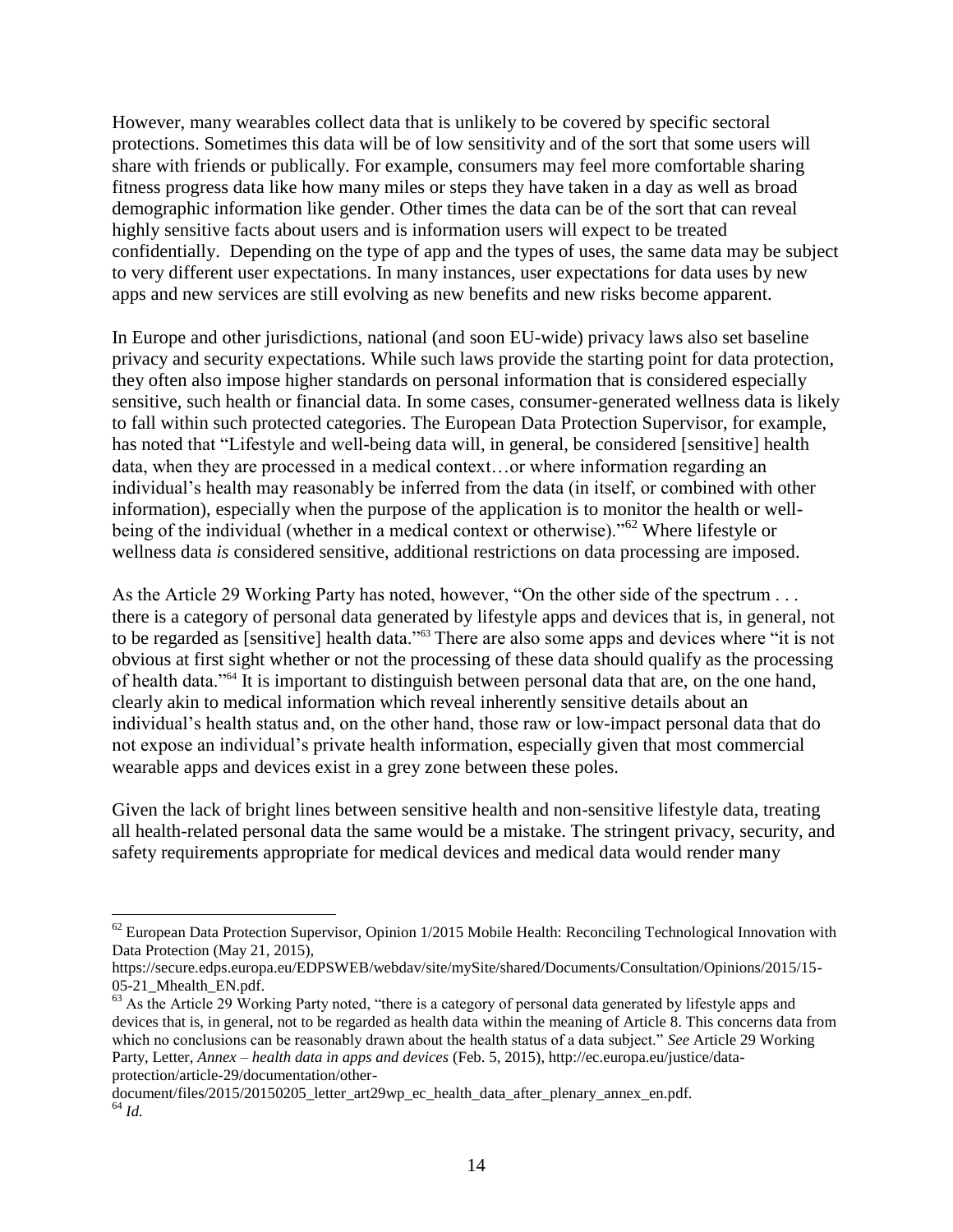However, many wearables collect data that is unlikely to be covered by specific sectoral protections. Sometimes this data will be of low sensitivity and of the sort that some users will share with friends or publically. For example, consumers may feel more comfortable sharing fitness progress data like how many miles or steps they have taken in a day as well as broad demographic information like gender. Other times the data can be of the sort that can reveal highly sensitive facts about users and is information users will expect to be treated confidentially. Depending on the type of app and the types of uses, the same data may be subject to very different user expectations. In many instances, user expectations for data uses by new apps and new services are still evolving as new benefits and new risks become apparent.

In Europe and other jurisdictions, national (and soon EU-wide) privacy laws also set baseline privacy and security expectations. While such laws provide the starting point for data protection, they often also impose higher standards on personal information that is considered especially sensitive, such health or financial data. In some cases, consumer-generated wellness data is likely to fall within such protected categories. The European Data Protection Supervisor, for example, has noted that "Lifestyle and well-being data will, in general, be considered [sensitive] health data, when they are processed in a medical context…or where information regarding an individual's health may reasonably be inferred from the data (in itself, or combined with other information), especially when the purpose of the application is to monitor the health or well-being of the individual (whether in a medical context or otherwise)."[62] Where lifestyle or wellness data *is* considered sensitive, additional restrictions on data processing are imposed.

As the Article 29 Working Party has noted, however, "On the other side of the spectrum . . . there is a category of personal data generated by lifestyle apps and devices that is, in general, not to be regarded as [sensitive] health data."[63] There are also some apps and devices where "it is not obvious at first sight whether or not the processing of these data should qualify as the processing of health data."[64] It is important to distinguish between personal data that are, on the one hand, clearly akin to medical information which reveal inherently sensitive details about an individual's health status and, on the other hand, those raw or low-impact personal data that do not expose an individual's private health information, especially given that most commercial wearable apps and devices exist in a grey zone between these poles.

Given the lack of bright lines between sensitive health and non-sensitive lifestyle data, treating all health-related personal data the same would be a mistake. The stringent privacy, security, and safety requirements appropriate for medical devices and medical data would render many

---

[62] European Data Protection Supervisor, Opinion 1/2015 Mobile Health: Reconciling Technological Innovation with Data Protection (May 21, 2015), https://secure.edps.europa.eu/EDPSWEB/webdav/site/mySite/shared/Documents/Consultation/Opinions/2015/15-05-21_Mhealth_EN.pdf.

[63] As the Article 29 Working Party noted, "there is a category of personal data generated by lifestyle apps and devices that is, in general, not to be regarded as health data within the meaning of Article 8. This concerns data from which no conclusions can be reasonably drawn about the health status of a data subject." *See* Article 29 Working Party, Letter, *Annex – health data in apps and devices* (Feb. 5, 2015), http://ec.europa.eu/justice/data-protection/article-29/documentation/other-document/files/2015/20150205_letter_art29wp_ec_health_data_after_plenary_annex_en.pdf.

[64] *Id.*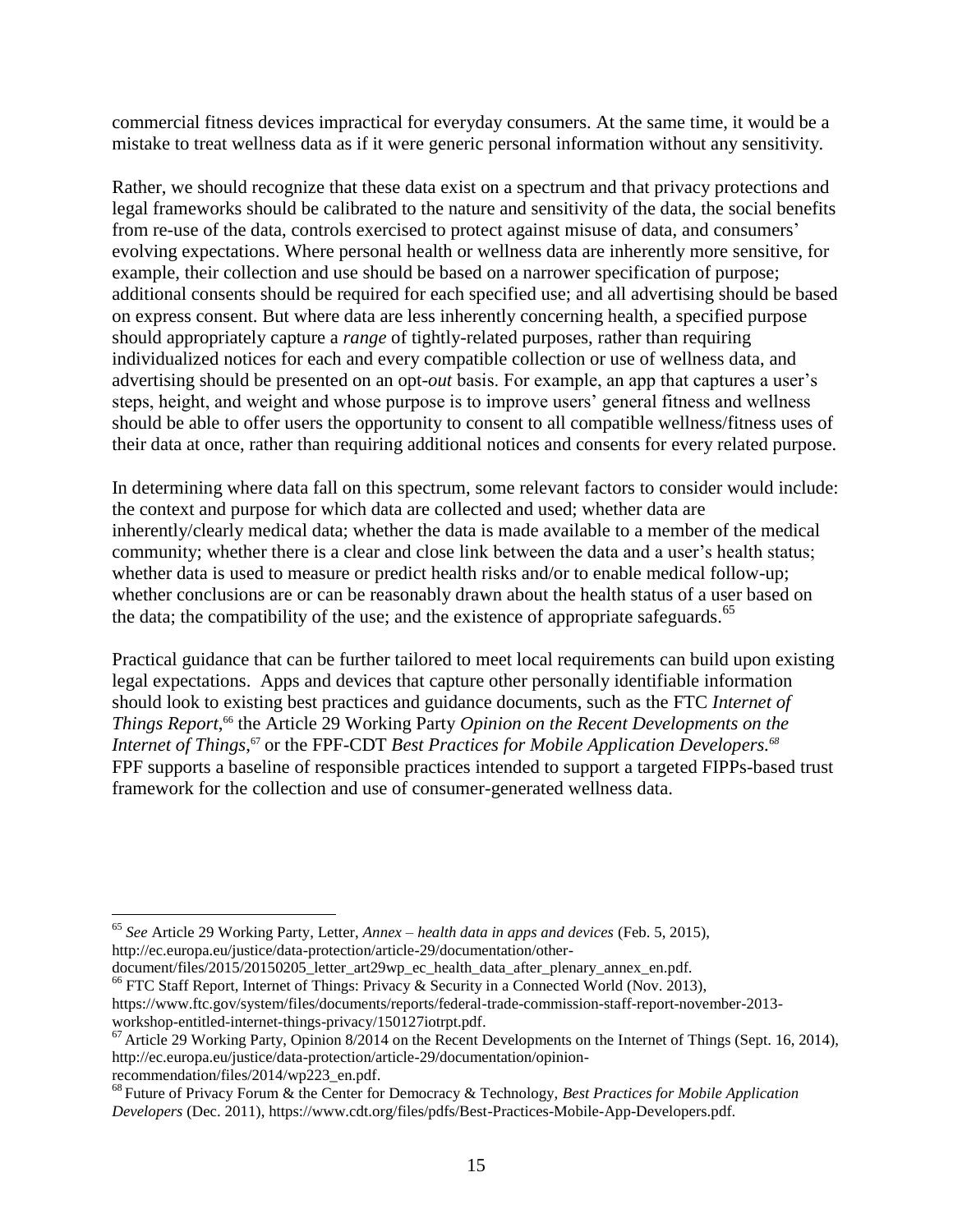commercial fitness devices impractical for everyday consumers. At the same time, it would be a mistake to treat wellness data as if it were generic personal information without any sensitivity.

Rather, we should recognize that these data exist on a spectrum and that privacy protections and legal frameworks should be calibrated to the nature and sensitivity of the data, the social benefits from re-use of the data, controls exercised to protect against misuse of data, and consumers' evolving expectations. Where personal health or wellness data are inherently more sensitive, for example, their collection and use should be based on a narrower specification of purpose; additional consents should be required for each specified use; and all advertising should be based on express consent. But where data are less inherently concerning health, a specified purpose should appropriately capture a *range* of tightly-related purposes, rather than requiring individualized notices for each and every compatible collection or use of wellness data, and advertising should be presented on an opt-*out* basis. For example, an app that captures a user's steps, height, and weight and whose purpose is to improve users' general fitness and wellness should be able to offer users the opportunity to consent to all compatible wellness/fitness uses of their data at once, rather than requiring additional notices and consents for every related purpose.

In determining where data fall on this spectrum, some relevant factors to consider would include: the context and purpose for which data are collected and used; whether data are inherently/clearly medical data; whether the data is made available to a member of the medical community; whether there is a clear and close link between the data and a user's health status; whether data is used to measure or predict health risks and/or to enable medical follow-up; whether conclusions are or can be reasonably drawn about the health status of a user based on the data; the compatibility of the use; and the existence of appropriate safeguards.[65]

Practical guidance that can be further tailored to meet local requirements can build upon existing legal expectations. Apps and devices that capture other personally identifiable information should look to existing best practices and guidance documents, such as the FTC *Internet of Things Report*,[66] the Article 29 Working Party *Opinion on the Recent Developments on the Internet of Things*,[67] or the FPF-CDT *Best Practices for Mobile Application Developers.*[68] FPF supports a baseline of responsible practices intended to support a targeted FIPPs-based trust framework for the collection and use of consumer-generated wellness data.

---

[65] *See* Article 29 Working Party, Letter, *Annex – health data in apps and devices* (Feb. 5, 2015), http://ec.europa.eu/justice/data-protection/article-29/documentation/other-document/files/2015/20150205_letter_art29wp_ec_health_data_after_plenary_annex_en.pdf.

[66] FTC Staff Report, Internet of Things: Privacy & Security in a Connected World (Nov. 2013), https://www.ftc.gov/system/files/documents/reports/federal-trade-commission-staff-report-november-2013-workshop-entitled-internet-things-privacy/150127iotrpt.pdf.

[67] Article 29 Working Party, Opinion 8/2014 on the Recent Developments on the Internet of Things (Sept. 16, 2014), http://ec.europa.eu/justice/data-protection/article-29/documentation/opinion-recommendation/files/2014/wp223_en.pdf.

[68] Future of Privacy Forum & the Center for Democracy & Technology, *Best Practices for Mobile Application Developers* (Dec. 2011), https://www.cdt.org/files/pdfs/Best-Practices-Mobile-App-Developers.pdf.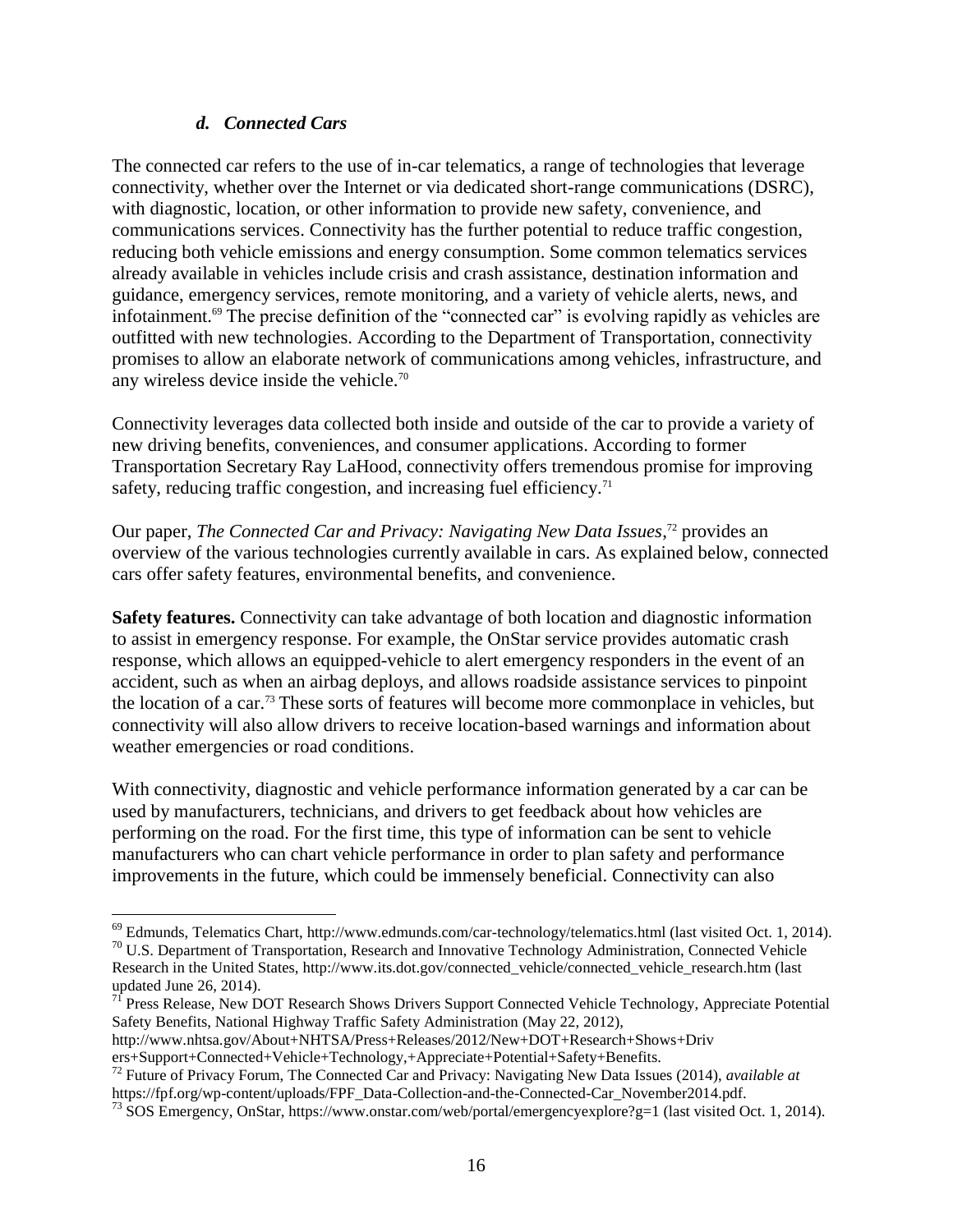### *d. Connected Cars*

The connected car refers to the use of in-car telematics, a range of technologies that leverage connectivity, whether over the Internet or via dedicated short-range communications (DSRC), with diagnostic, location, or other information to provide new safety, convenience, and communications services. Connectivity has the further potential to reduce traffic congestion, reducing both vehicle emissions and energy consumption. Some common telematics services already available in vehicles include crisis and crash assistance, destination information and guidance, emergency services, remote monitoring, and a variety of vehicle alerts, news, and infotainment.[69] The precise definition of the "connected car" is evolving rapidly as vehicles are outfitted with new technologies. According to the Department of Transportation, connectivity promises to allow an elaborate network of communications among vehicles, infrastructure, and any wireless device inside the vehicle.[70]

Connectivity leverages data collected both inside and outside of the car to provide a variety of new driving benefits, conveniences, and consumer applications. According to former Transportation Secretary Ray LaHood, connectivity offers tremendous promise for improving safety, reducing traffic congestion, and increasing fuel efficiency.[71]

Our paper, *The Connected Car and Privacy: Navigating New Data Issues*,[72] provides an overview of the various technologies currently available in cars. As explained below, connected cars offer safety features, environmental benefits, and convenience.

**Safety features.** Connectivity can take advantage of both location and diagnostic information to assist in emergency response. For example, the OnStar service provides automatic crash response, which allows an equipped-vehicle to alert emergency responders in the event of an accident, such as when an airbag deploys, and allows roadside assistance services to pinpoint the location of a car.[73] These sorts of features will become more commonplace in vehicles, but connectivity will also allow drivers to receive location-based warnings and information about weather emergencies or road conditions.

With connectivity, diagnostic and vehicle performance information generated by a car can be used by manufacturers, technicians, and drivers to get feedback about how vehicles are performing on the road. For the first time, this type of information can be sent to vehicle manufacturers who can chart vehicle performance in order to plan safety and performance improvements in the future, which could be immensely beneficial. Connectivity can also

---

[69] Edmunds, Telematics Chart, http://www.edmunds.com/car-technology/telematics.html (last visited Oct. 1, 2014).

[70] U.S. Department of Transportation, Research and Innovative Technology Administration, Connected Vehicle Research in the United States, http://www.its.dot.gov/connected_vehicle/connected_vehicle_research.htm (last updated June 26, 2014).

[71] Press Release, New DOT Research Shows Drivers Support Connected Vehicle Technology, Appreciate Potential Safety Benefits, National Highway Traffic Safety Administration (May 22, 2012), http://www.nhtsa.gov/About+NHTSA/Press+Releases/2012/New+DOT+Research+Shows+Drivers+Support+Connected+Vehicle+Technology,+Appreciate+Potential+Safety+Benefits.

[72] Future of Privacy Forum, The Connected Car and Privacy: Navigating New Data Issues (2014), *available at* https://fpf.org/wp-content/uploads/FPF_Data-Collection-and-the-Connected-Car_November2014.pdf.

[73] SOS Emergency, OnStar, https://www.onstar.com/web/portal/emergencyexplore?g=1 (last visited Oct. 1, 2014).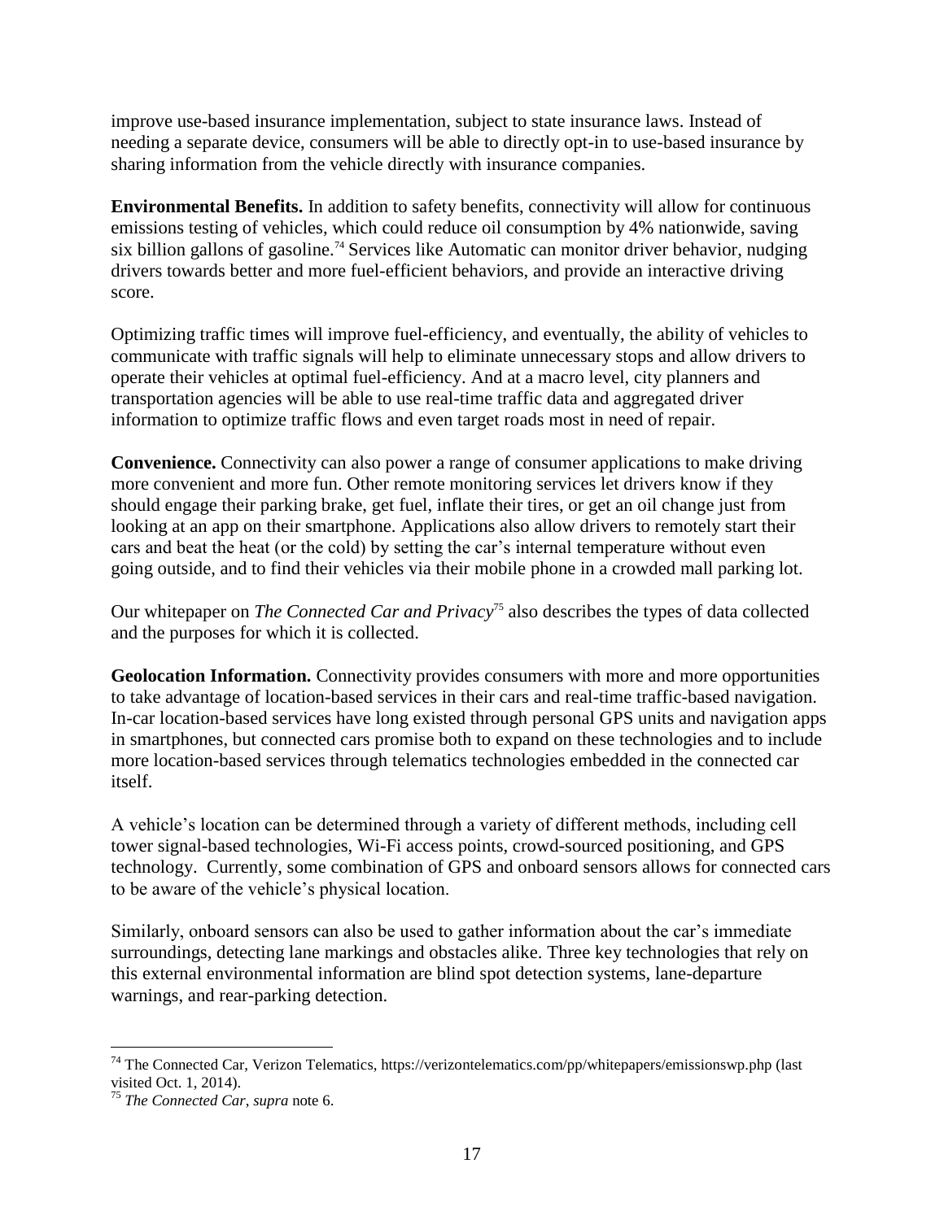improve use-based insurance implementation, subject to state insurance laws. Instead of needing a separate device, consumers will be able to directly opt-in to use-based insurance by sharing information from the vehicle directly with insurance companies.

**Environmental Benefits.** In addition to safety benefits, connectivity will allow for continuous emissions testing of vehicles, which could reduce oil consumption by 4% nationwide, saving six billion gallons of gasoline.[74] Services like Automatic can monitor driver behavior, nudging drivers towards better and more fuel-efficient behaviors, and provide an interactive driving score.

Optimizing traffic times will improve fuel-efficiency, and eventually, the ability of vehicles to communicate with traffic signals will help to eliminate unnecessary stops and allow drivers to operate their vehicles at optimal fuel-efficiency. And at a macro level, city planners and transportation agencies will be able to use real-time traffic data and aggregated driver information to optimize traffic flows and even target roads most in need of repair.

**Convenience.** Connectivity can also power a range of consumer applications to make driving more convenient and more fun. Other remote monitoring services let drivers know if they should engage their parking brake, get fuel, inflate their tires, or get an oil change just from looking at an app on their smartphone. Applications also allow drivers to remotely start their cars and beat the heat (or the cold) by setting the car's internal temperature without even going outside, and to find their vehicles via their mobile phone in a crowded mall parking lot.

Our whitepaper on *The Connected Car and Privacy*[75] also describes the types of data collected and the purposes for which it is collected.

**Geolocation Information.** Connectivity provides consumers with more and more opportunities to take advantage of location-based services in their cars and real-time traffic-based navigation. In-car location-based services have long existed through personal GPS units and navigation apps in smartphones, but connected cars promise both to expand on these technologies and to include more location-based services through telematics technologies embedded in the connected car itself.

A vehicle's location can be determined through a variety of different methods, including cell tower signal-based technologies, Wi-Fi access points, crowd-sourced positioning, and GPS technology. Currently, some combination of GPS and onboard sensors allows for connected cars to be aware of the vehicle's physical location.

Similarly, onboard sensors can also be used to gather information about the car's immediate surroundings, detecting lane markings and obstacles alike. Three key technologies that rely on this external environmental information are blind spot detection systems, lane-departure warnings, and rear-parking detection.

---

[74] The Connected Car, Verizon Telematics, https://verizontelematics.com/pp/whitepapers/emissionswp.php (last visited Oct. 1, 2014).

[75] *The Connected Car*, *supra* note 6.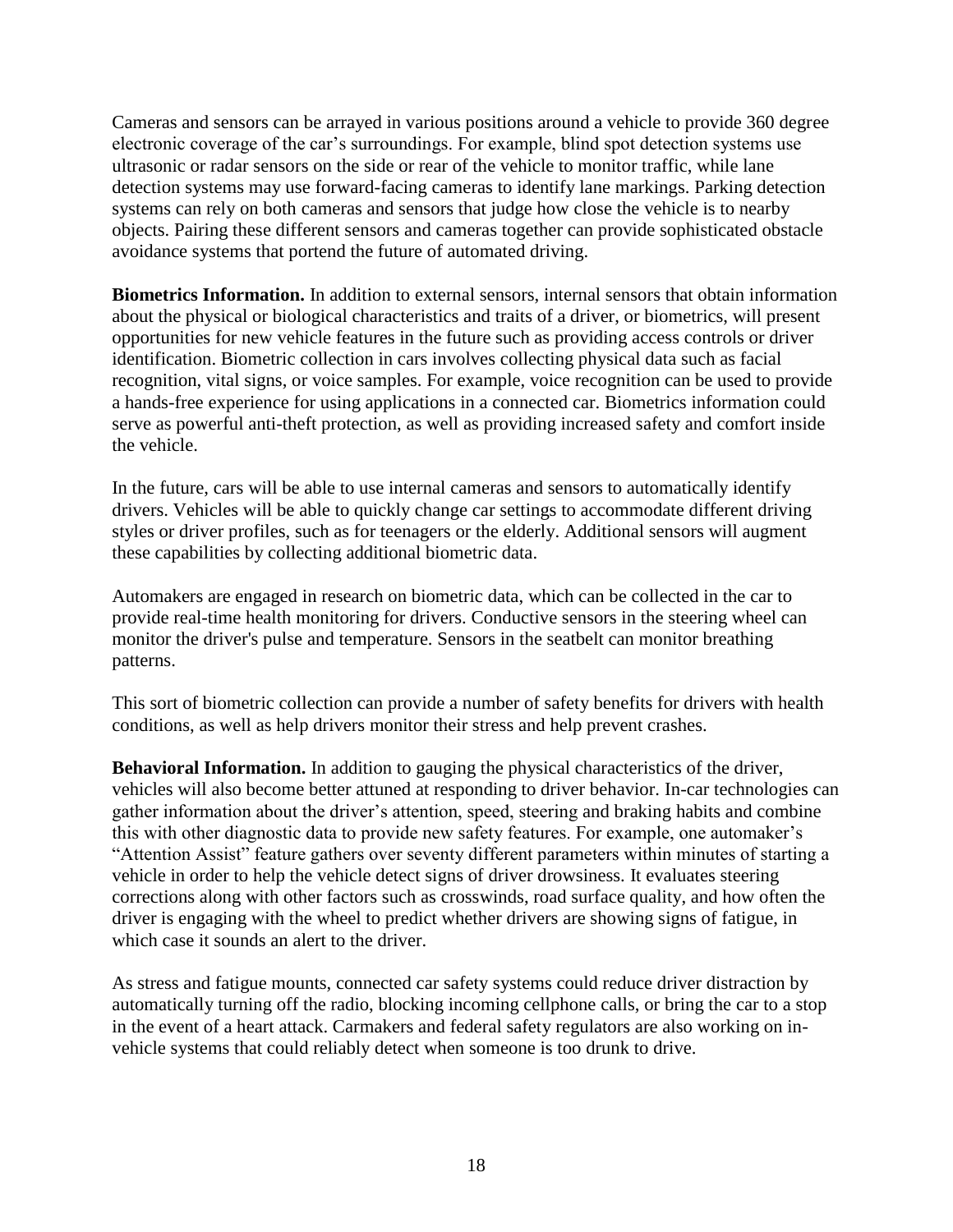Cameras and sensors can be arrayed in various positions around a vehicle to provide 360 degree electronic coverage of the car's surroundings. For example, blind spot detection systems use ultrasonic or radar sensors on the side or rear of the vehicle to monitor traffic, while lane detection systems may use forward-facing cameras to identify lane markings. Parking detection systems can rely on both cameras and sensors that judge how close the vehicle is to nearby objects. Pairing these different sensors and cameras together can provide sophisticated obstacle avoidance systems that portend the future of automated driving.

**Biometrics Information.** In addition to external sensors, internal sensors that obtain information about the physical or biological characteristics and traits of a driver, or biometrics, will present opportunities for new vehicle features in the future such as providing access controls or driver identification. Biometric collection in cars involves collecting physical data such as facial recognition, vital signs, or voice samples. For example, voice recognition can be used to provide a hands-free experience for using applications in a connected car. Biometrics information could serve as powerful anti-theft protection, as well as providing increased safety and comfort inside the vehicle.

In the future, cars will be able to use internal cameras and sensors to automatically identify drivers. Vehicles will be able to quickly change car settings to accommodate different driving styles or driver profiles, such as for teenagers or the elderly. Additional sensors will augment these capabilities by collecting additional biometric data.

Automakers are engaged in research on biometric data, which can be collected in the car to provide real-time health monitoring for drivers. Conductive sensors in the steering wheel can monitor the driver's pulse and temperature. Sensors in the seatbelt can monitor breathing patterns.

This sort of biometric collection can provide a number of safety benefits for drivers with health conditions, as well as help drivers monitor their stress and help prevent crashes.

**Behavioral Information.** In addition to gauging the physical characteristics of the driver, vehicles will also become better attuned at responding to driver behavior. In-car technologies can gather information about the driver's attention, speed, steering and braking habits and combine this with other diagnostic data to provide new safety features. For example, one automaker's "Attention Assist" feature gathers over seventy different parameters within minutes of starting a vehicle in order to help the vehicle detect signs of driver drowsiness. It evaluates steering corrections along with other factors such as crosswinds, road surface quality, and how often the driver is engaging with the wheel to predict whether drivers are showing signs of fatigue, in which case it sounds an alert to the driver.

As stress and fatigue mounts, connected car safety systems could reduce driver distraction by automatically turning off the radio, blocking incoming cellphone calls, or bring the car to a stop in the event of a heart attack. Carmakers and federal safety regulators are also working on in-vehicle systems that could reliably detect when someone is too drunk to drive.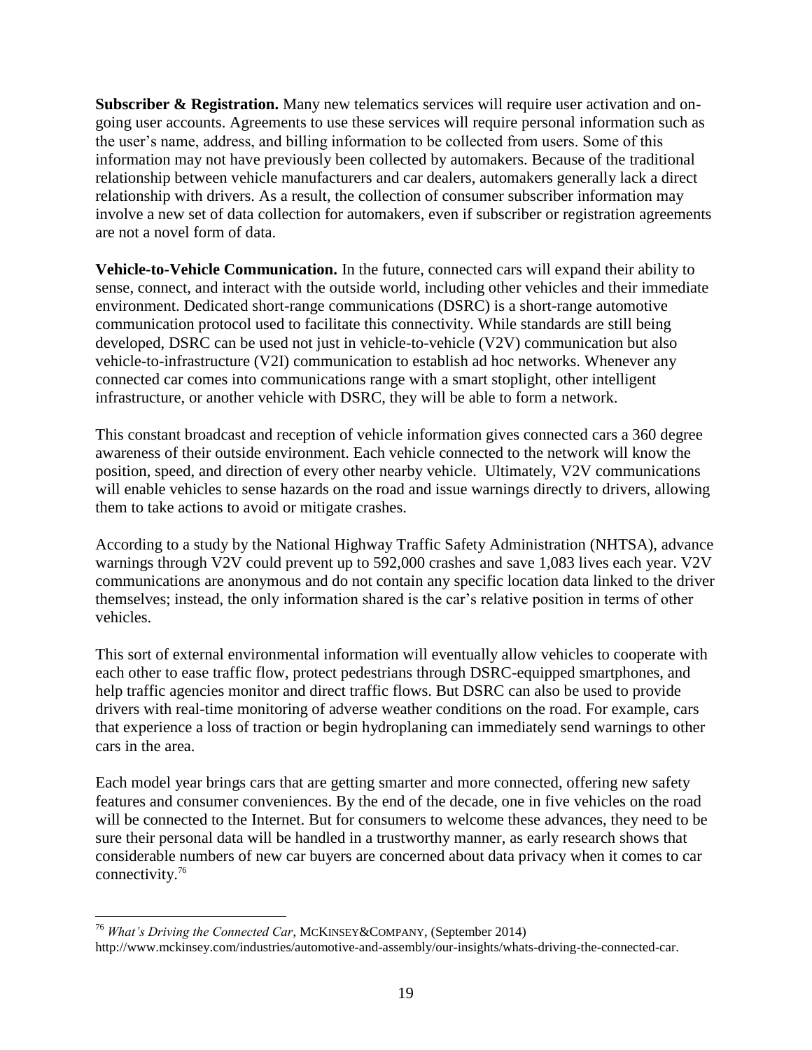**Subscriber & Registration.** Many new telematics services will require user activation and on-going user accounts. Agreements to use these services will require personal information such as the user's name, address, and billing information to be collected from users. Some of this information may not have previously been collected by automakers. Because of the traditional relationship between vehicle manufacturers and car dealers, automakers generally lack a direct relationship with drivers. As a result, the collection of consumer subscriber information may involve a new set of data collection for automakers, even if subscriber or registration agreements are not a novel form of data.

**Vehicle-to-Vehicle Communication.** In the future, connected cars will expand their ability to sense, connect, and interact with the outside world, including other vehicles and their immediate environment. Dedicated short-range communications (DSRC) is a short-range automotive communication protocol used to facilitate this connectivity. While standards are still being developed, DSRC can be used not just in vehicle-to-vehicle (V2V) communication but also vehicle-to-infrastructure (V2I) communication to establish ad hoc networks. Whenever any connected car comes into communications range with a smart stoplight, other intelligent infrastructure, or another vehicle with DSRC, they will be able to form a network.

This constant broadcast and reception of vehicle information gives connected cars a 360 degree awareness of their outside environment. Each vehicle connected to the network will know the position, speed, and direction of every other nearby vehicle. Ultimately, V2V communications will enable vehicles to sense hazards on the road and issue warnings directly to drivers, allowing them to take actions to avoid or mitigate crashes.

According to a study by the National Highway Traffic Safety Administration (NHTSA), advance warnings through V2V could prevent up to 592,000 crashes and save 1,083 lives each year. V2V communications are anonymous and do not contain any specific location data linked to the driver themselves; instead, the only information shared is the car's relative position in terms of other vehicles.

This sort of external environmental information will eventually allow vehicles to cooperate with each other to ease traffic flow, protect pedestrians through DSRC-equipped smartphones, and help traffic agencies monitor and direct traffic flows. But DSRC can also be used to provide drivers with real-time monitoring of adverse weather conditions on the road. For example, cars that experience a loss of traction or begin hydroplaning can immediately send warnings to other cars in the area.

Each model year brings cars that are getting smarter and more connected, offering new safety features and consumer conveniences. By the end of the decade, one in five vehicles on the road will be connected to the Internet. But for consumers to welcome these advances, they need to be sure their personal data will be handled in a trustworthy manner, as early research shows that considerable numbers of new car buyers are concerned about data privacy when it comes to car connectivity.[76]

---

[76] *What's Driving the Connected Car*, MCKINSEY&COMPANY, (September 2014) http://www.mckinsey.com/industries/automotive-and-assembly/our-insights/whats-driving-the-connected-car.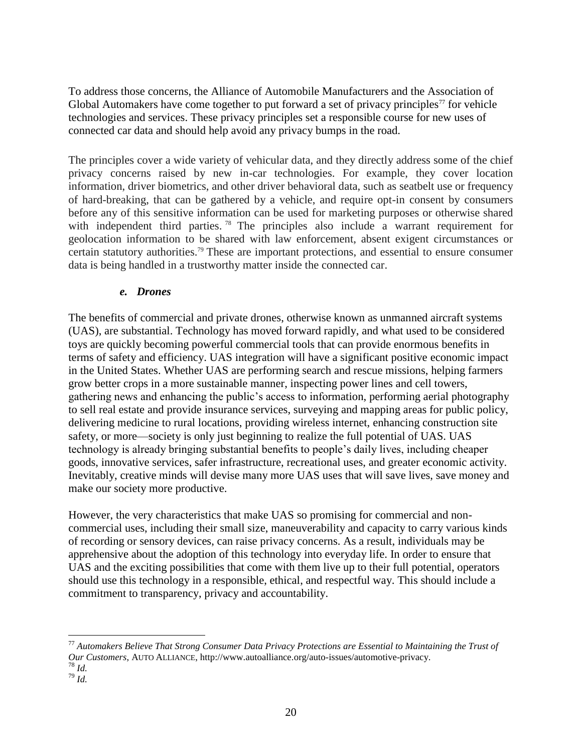To address those concerns, the Alliance of Automobile Manufacturers and the Association of Global Automakers have come together to put forward a set of privacy principles[77] for vehicle technologies and services. These privacy principles set a responsible course for new uses of connected car data and should help avoid any privacy bumps in the road.

The principles cover a wide variety of vehicular data, and they directly address some of the chief privacy concerns raised by new in-car technologies. For example, they cover location information, driver biometrics, and other driver behavioral data, such as seatbelt use or frequency of hard-breaking, that can be gathered by a vehicle, and require opt-in consent by consumers before any of this sensitive information can be used for marketing purposes or otherwise shared with independent third parties.[78] The principles also include a warrant requirement for geolocation information to be shared with law enforcement, absent exigent circumstances or certain statutory authorities.[79] These are important protections, and essential to ensure consumer data is being handled in a trustworthy matter inside the connected car.

#### *e. Drones*

The benefits of commercial and private drones, otherwise known as unmanned aircraft systems (UAS), are substantial. Technology has moved forward rapidly, and what used to be considered toys are quickly becoming powerful commercial tools that can provide enormous benefits in terms of safety and efficiency. UAS integration will have a significant positive economic impact in the United States. Whether UAS are performing search and rescue missions, helping farmers grow better crops in a more sustainable manner, inspecting power lines and cell towers, gathering news and enhancing the public's access to information, performing aerial photography to sell real estate and provide insurance services, surveying and mapping areas for public policy, delivering medicine to rural locations, providing wireless internet, enhancing construction site safety, or more—society is only just beginning to realize the full potential of UAS. UAS technology is already bringing substantial benefits to people's daily lives, including cheaper goods, innovative services, safer infrastructure, recreational uses, and greater economic activity. Inevitably, creative minds will devise many more UAS uses that will save lives, save money and make our society more productive.

However, the very characteristics that make UAS so promising for commercial and non-commercial uses, including their small size, maneuverability and capacity to carry various kinds of recording or sensory devices, can raise privacy concerns. As a result, individuals may be apprehensive about the adoption of this technology into everyday life. In order to ensure that UAS and the exciting possibilities that come with them live up to their full potential, operators should use this technology in a responsible, ethical, and respectful way. This should include a commitment to transparency, privacy and accountability.

---

[77] *Automakers Believe That Strong Consumer Data Privacy Protections are Essential to Maintaining the Trust of Our Customers*, AUTO ALLIANCE, http://www.autoalliance.org/auto-issues/automotive-privacy.

[78] *Id.*

[79] *Id.*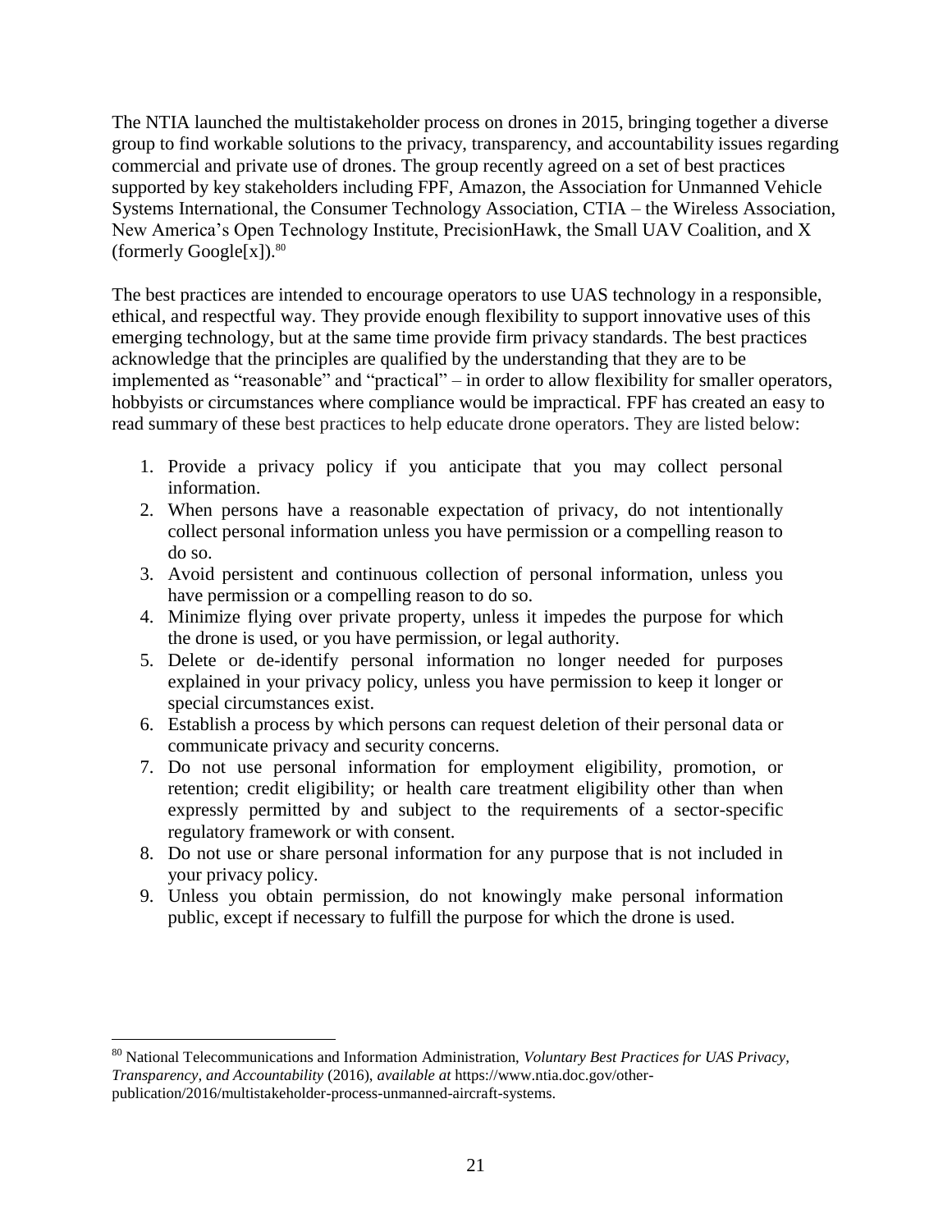The NTIA launched the multistakeholder process on drones in 2015, bringing together a diverse group to find workable solutions to the privacy, transparency, and accountability issues regarding commercial and private use of drones. The group recently agreed on a set of best practices supported by key stakeholders including FPF, Amazon, the Association for Unmanned Vehicle Systems International, the Consumer Technology Association, CTIA – the Wireless Association, New America's Open Technology Institute, PrecisionHawk, the Small UAV Coalition, and X (formerly Google[x]).[80]

The best practices are intended to encourage operators to use UAS technology in a responsible, ethical, and respectful way. They provide enough flexibility to support innovative uses of this emerging technology, but at the same time provide firm privacy standards. The best practices acknowledge that the principles are qualified by the understanding that they are to be implemented as "reasonable" and "practical" – in order to allow flexibility for smaller operators, hobbyists or circumstances where compliance would be impractical. FPF has created an easy to read summary of these best practices to help educate drone operators. They are listed below:

1. Provide a privacy policy if you anticipate that you may collect personal information.
2. When persons have a reasonable expectation of privacy, do not intentionally collect personal information unless you have permission or a compelling reason to do so.
3. Avoid persistent and continuous collection of personal information, unless you have permission or a compelling reason to do so.
4. Minimize flying over private property, unless it impedes the purpose for which the drone is used, or you have permission, or legal authority.
5. Delete or de-identify personal information no longer needed for purposes explained in your privacy policy, unless you have permission to keep it longer or special circumstances exist.
6. Establish a process by which persons can request deletion of their personal data or communicate privacy and security concerns.
7. Do not use personal information for employment eligibility, promotion, or retention; credit eligibility; or health care treatment eligibility other than when expressly permitted by and subject to the requirements of a sector-specific regulatory framework or with consent.
8. Do not use or share personal information for any purpose that is not included in your privacy policy.
9. Unless you obtain permission, do not knowingly make personal information public, except if necessary to fulfill the purpose for which the drone is used.

---

[80] National Telecommunications and Information Administration, *Voluntary Best Practices for UAS Privacy, Transparency, and Accountability* (2016), *available at* https://www.ntia.doc.gov/other-publication/2016/multistakeholder-process-unmanned-aircraft-systems.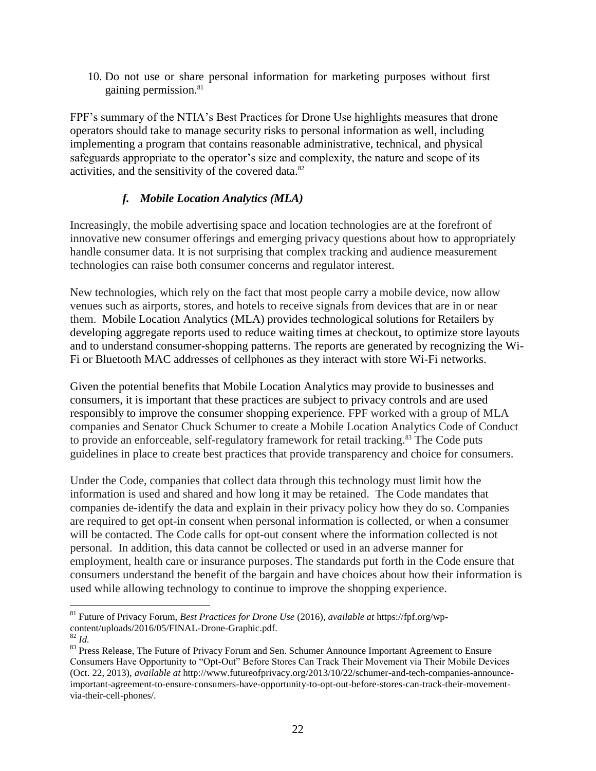10. Do not use or share personal information for marketing purposes without first gaining permission.[81]

FPF's summary of the NTIA's Best Practices for Drone Use highlights measures that drone operators should take to manage security risks to personal information as well, including implementing a program that contains reasonable administrative, technical, and physical safeguards appropriate to the operator's size and complexity, the nature and scope of its activities, and the sensitivity of the covered data.[82]

### *f. Mobile Location Analytics (MLA)*

Increasingly, the mobile advertising space and location technologies are at the forefront of innovative new consumer offerings and emerging privacy questions about how to appropriately handle consumer data. It is not surprising that complex tracking and audience measurement technologies can raise both consumer concerns and regulator interest.

New technologies, which rely on the fact that most people carry a mobile device, now allow venues such as airports, stores, and hotels to receive signals from devices that are in or near them. Mobile Location Analytics (MLA) provides technological solutions for Retailers by developing aggregate reports used to reduce waiting times at checkout, to optimize store layouts and to understand consumer-shopping patterns. The reports are generated by recognizing the Wi-Fi or Bluetooth MAC addresses of cellphones as they interact with store Wi-Fi networks.

Given the potential benefits that Mobile Location Analytics may provide to businesses and consumers, it is important that these practices are subject to privacy controls and are used responsibly to improve the consumer shopping experience. FPF worked with a group of MLA companies and Senator Chuck Schumer to create a Mobile Location Analytics Code of Conduct to provide an enforceable, self-regulatory framework for retail tracking.[83] The Code puts guidelines in place to create best practices that provide transparency and choice for consumers.

Under the Code, companies that collect data through this technology must limit how the information is used and shared and how long it may be retained. The Code mandates that companies de-identify the data and explain in their privacy policy how they do so. Companies are required to get opt-in consent when personal information is collected, or when a consumer will be contacted. The Code calls for opt-out consent where the information collected is not personal. In addition, this data cannot be collected or used in an adverse manner for employment, health care or insurance purposes. The standards put forth in the Code ensure that consumers understand the benefit of the bargain and have choices about how their information is used while allowing technology to continue to improve the shopping experience.

---

[81] Future of Privacy Forum, *Best Practices for Drone Use* (2016), *available at* https://fpf.org/wp-content/uploads/2016/05/FINAL-Drone-Graphic.pdf.

[82] *Id.*

[83] Press Release, The Future of Privacy Forum and Sen. Schumer Announce Important Agreement to Ensure Consumers Have Opportunity to "Opt-Out" Before Stores Can Track Their Movement via Their Mobile Devices (Oct. 22, 2013), *available at* http://www.futureofprivacy.org/2013/10/22/schumer-and-tech-companies-announce-important-agreement-to-ensure-consumers-have-opportunity-to-opt-out-before-stores-can-track-their-movement-via-their-cell-phones/.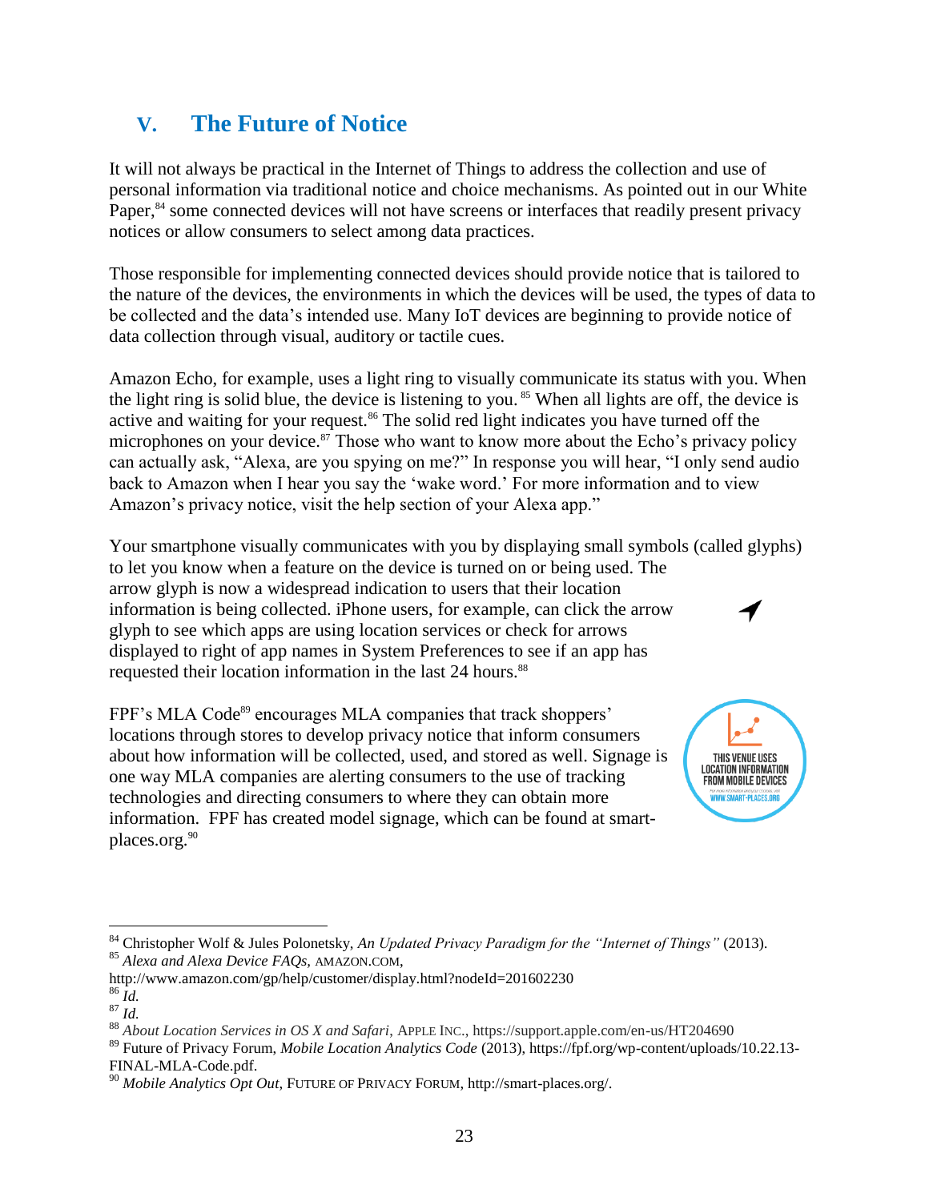## V. The Future of Notice

It will not always be practical in the Internet of Things to address the collection and use of personal information via traditional notice and choice mechanisms. As pointed out in our White Paper,[84] some connected devices will not have screens or interfaces that readily present privacy notices or allow consumers to select among data practices.

Those responsible for implementing connected devices should provide notice that is tailored to the nature of the devices, the environments in which the devices will be used, the types of data to be collected and the data's intended use. Many IoT devices are beginning to provide notice of data collection through visual, auditory or tactile cues.

Amazon Echo, for example, uses a light ring to visually communicate its status with you. When the light ring is solid blue, the device is listening to you.[85] When all lights are off, the device is active and waiting for your request.[86] The solid red light indicates you have turned off the microphones on your device.[87] Those who want to know more about the Echo's privacy policy can actually ask, "Alexa, are you spying on me?" In response you will hear, "I only send audio back to Amazon when I hear you say the 'wake word.' For more information and to view Amazon's privacy notice, visit the help section of your Alexa app."

Your smartphone visually communicates with you by displaying small symbols (called glyphs) to let you know when a feature on the device is turned on or being used. The arrow glyph is now a widespread indication to users that their location information is being collected. iPhone users, for example, can click the arrow glyph to see which apps are using location services or check for arrows displayed to right of app names in System Preferences to see if an app has requested their location information in the last 24 hours.[88]

FPF's MLA Code[89] encourages MLA companies that track shoppers' locations through stores to develop privacy notice that inform consumers about how information will be collected, used, and stored as well. Signage is one way MLA companies are alerting consumers to the use of tracking technologies and directing consumers to where they can obtain more information. FPF has created model signage, which can be found at smart-places.org.[90]

THIS VENUE USES LOCATION INFORMATION FROM MOBILE DEVICES

WWW.SMART-PLACES.ORG

---

[84] Christopher Wolf & Jules Polonetsky, *An Updated Privacy Paradigm for the "Internet of Things"* (2013).

[85] *Alexa and Alexa Device FAQs*, AMAZON.COM, http://www.amazon.com/gp/help/customer/display.html?nodeId=201602230

[86] *Id.*

[87] *Id.*

[88] *About Location Services in OS X and Safari*, APPLE INC., https://support.apple.com/en-us/HT204690

[89] Future of Privacy Forum, *Mobile Location Analytics Code* (2013), https://fpf.org/wp-content/uploads/10.22.13-FINAL-MLA-Code.pdf.

[90] *Mobile Analytics Opt Out*, FUTURE OF PRIVACY FORUM, http://smart-places.org/.